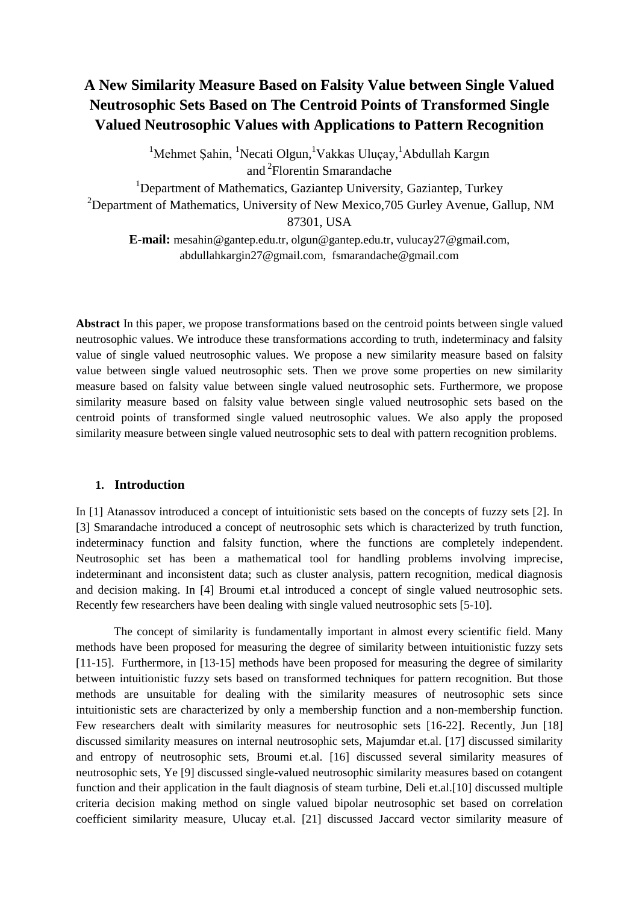# A New Similarity Measure Based on Falsity Value between Single Valued Neutrosophic Sets Based on The Centroid Points of Transformed Single Valued Neutrosophic Values with Applications to Pattern Recognition

[1]Mehmet Şahin, [1]Necati Olgun, [1]Vakkas Uluçay, [1]Abdullah Kargın and [2]Florentin Smarandache

[1]Department of Mathematics, Gaziantep University, Gaziantep, Turkey

[2]Department of Mathematics, University of New Mexico,705 Gurley Avenue, Gallup, NM 87301, USA

**E-mail:** mesahin@gantep.edu.tr, olgun@gantep.edu.tr, vulucay27@gmail.com, abdullahkargin27@gmail.com, fsmarandache@gmail.com

**Abstract** In this paper, we propose transformations based on the centroid points between single valued neutrosophic values. We introduce these transformations according to truth, indeterminacy and falsity value of single valued neutrosophic values. We propose a new similarity measure based on falsity value between single valued neutrosophic sets. Then we prove some properties on new similarity measure based on falsity value between single valued neutrosophic sets. Furthermore, we propose similarity measure based on falsity value between single valued neutrosophic sets based on the centroid points of transformed single valued neutrosophic values. We also apply the proposed similarity measure between single valued neutrosophic sets to deal with pattern recognition problems.

## 1. Introduction

In [1] Atanassov introduced a concept of intuitionistic sets based on the concepts of fuzzy sets [2]. In [3] Smarandache introduced a concept of neutrosophic sets which is characterized by truth function, indeterminacy function and falsity function, where the functions are completely independent. Neutrosophic set has been a mathematical tool for handling problems involving imprecise, indeterminant and inconsistent data; such as cluster analysis, pattern recognition, medical diagnosis and decision making. In [4] Broumi et.al introduced a concept of single valued neutrosophic sets. Recently few researchers have been dealing with single valued neutrosophic sets [5-10].

The concept of similarity is fundamentally important in almost every scientific field. Many methods have been proposed for measuring the degree of similarity between intuitionistic fuzzy sets [11-15]. Furthermore, in [13-15] methods have been proposed for measuring the degree of similarity between intuitionistic fuzzy sets based on transformed techniques for pattern recognition. But those methods are unsuitable for dealing with the similarity measures of neutrosophic sets since intuitionistic sets are characterized by only a membership function and a non-membership function. Few researchers dealt with similarity measures for neutrosophic sets [16-22]. Recently, Jun [18] discussed similarity measures on internal neutrosophic sets, Majumdar et.al. [17] discussed similarity and entropy of neutrosophic sets, Broumi et.al. [16] discussed several similarity measures of neutrosophic sets, Ye [9] discussed single-valued neutrosophic similarity measures based on cotangent function and their application in the fault diagnosis of steam turbine, Deli et.al.[10] discussed multiple criteria decision making method on single valued bipolar neutrosophic set based on correlation coefficient similarity measure, Ulucay et.al. [21] discussed Jaccard vector similarity measure of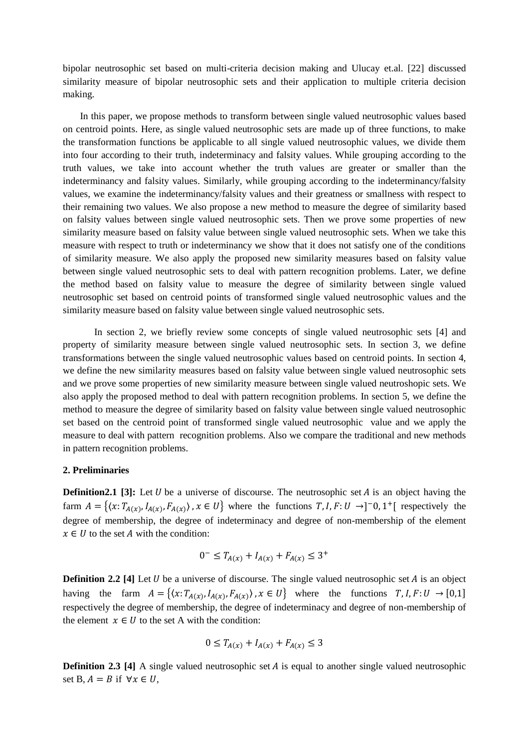bipolar neutrosophic set based on multi-criteria decision making and Ulucay et.al. [22] discussed similarity measure of bipolar neutrosophic sets and their application to multiple criteria decision making.

In this paper, we propose methods to transform between single valued neutrosophic values based on centroid points. Here, as single valued neutrosophic sets are made up of three functions, to make the transformation functions be applicable to all single valued neutrosophic values, we divide them into four according to their truth, indeterminacy and falsity values. While grouping according to the truth values, we take into account whether the truth values are greater or smaller than the indeterminancy and falsity values. Similarly, while grouping according to the indeterminancy/falsity values, we examine the indeterminancy/falsity values and their greatness or smallness with respect to their remaining two values. We also propose a new method to measure the degree of similarity based on falsity values between single valued neutrosophic sets. Then we prove some properties of new similarity measure based on falsity value between single valued neutrosophic sets. When we take this measure with respect to truth or indeterminancy we show that it does not satisfy one of the conditions of similarity measure. We also apply the proposed new similarity measures based on falsity value between single valued neutrosophic sets to deal with pattern recognition problems. Later, we define the method based on falsity value to measure the degree of similarity between single valued neutrosophic set based on centroid points of transformed single valued neutrosophic values and the similarity measure based on falsity value between single valued neutrosophic sets.

In section 2, we briefly review some concepts of single valued neutrosophic sets [4] and property of similarity measure between single valued neutrosophic sets. In section 3, we define transformations between the single valued neutrosophic values based on centroid points. In section 4, we define the new similarity measures based on falsity value between single valued neutrosophic sets and we prove some properties of new similarity measure between single valued neutroshopic sets. We also apply the proposed method to deal with pattern recognition problems. In section 5, we define the method to measure the degree of similarity based on falsity value between single valued neutrosophic set based on the centroid point of transformed single valued neutrosophic value and we apply the measure to deal with pattern recognition problems. Also we compare the traditional and new methods in pattern recognition problems.

## 2. Preliminaries

**Definition2.1 [3]:** Let $U$ be a universe of discourse. The neutrosophic set $A$ is an object having the farm $A = \{\langle x: T_{A(x)}, I_{A(x)}, F_{A(x)}\rangle, x \in U\}$ where the functions $T, I, F: U \rightarrow ]^{-}0, 1^{+}[$ respectively the degree of membership, the degree of indeterminacy and degree of non-membership of the element $x \in U$ to the set $A$ with the condition:

$$0^{-} \leq T_{A(x)} + I_{A(x)} + F_{A(x)} \leq 3^{+}$$

**Definition 2.2 [4]** Let $U$ be a universe of discourse. The single valued neutrosophic set $A$ is an object having the farm $A = \{\langle x: T_{A(x)}, I_{A(x)}, F_{A(x)}\rangle, x \in U\}$ where the functions $T, I, F: U \rightarrow [0,1]$ respectively the degree of membership, the degree of indeterminacy and degree of non-membership of the element $x \in U$ to the set A with the condition:

$$0 \leq T_{A(x)} + I_{A(x)} + F_{A(x)} \leq 3$$

**Definition 2.3 [4]** A single valued neutrosophic set $A$ is equal to another single valued neutrosophic set B, $A = B$ if $\forall x \in U$,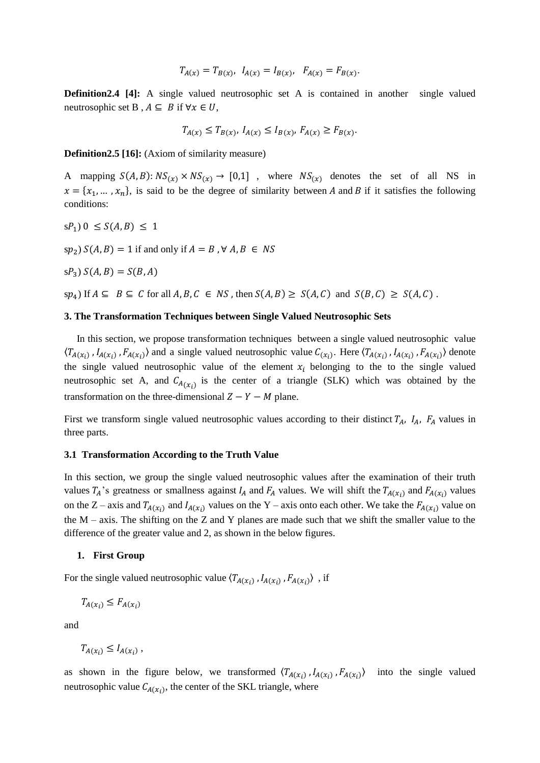$$T_{A(x)} = T_{B(x)},\ \ I_{A(x)} = I_{B(x)},\ \ F_{A(x)} = F_{B(x)}.$$

**Definition2.4 [4]:** A single valued neutrosophic set A is contained in another single valued neutrosophic set B , $A \subseteq B$ if $\forall x \in U$,

$$T_{A(x)} \leq T_{B(x)},\ I_{A(x)} \leq I_{B(x)},\ F_{A(x)} \geq F_{B(x)}.$$

**Definition2.5 [16]:** (Axiom of similarity measure)

A mapping $S(A,B): NS_{(x)} \times NS_{(x)} \rightarrow [0,1]$ , where $NS_{(x)}$ denotes the set of all NS in $x = \{x_1, \dots, x_n\}$, is said to be the degree of similarity between $A$ and $B$ if it satisfies the following conditions:

s$P_1$) $0 \leq S(A,B) \leq 1$

s$p_2$) $S(A,B) = 1$ if and only if $A = B$ , $\forall\ A, B \in NS$

s$P_3$) $S(A,B) = S(B,A)$

s$p_4$) If $A \subseteq B \subseteq C$ for all $A,B,C \in NS$ , then $S(A,B) \geq S(A,C)$ and $S(B,C) \geq S(A,C)$ .

### 3. The Transformation Techniques between Single Valued Neutrosophic Sets

In this section, we propose transformation techniques between a single valued neutrosophic value $\langle T_{A(x_i)}, I_{A(x_i)}, F_{A(x_i)} \rangle$ and a single valued neutrosophic value $C_{(x_i)}$. Here $\langle T_{A(x_i)}, I_{A(x_i)}, F_{A(x_i)} \rangle$ denote the single valued neutrosophic value of the element $x_i$ belonging to the to the single valued neutrosophic set A, and $C_{A_{(x_i)}}$ is the center of a triangle (SLK) which was obtained by the transformation on the three-dimensional $Z - Y - M$ plane.

First we transform single valued neutrosophic values according to their distinct $T_A$, $I_A$, $F_A$ values in three parts.

#### 3.1 Transformation According to the Truth Value

In this section, we group the single valued neutrosophic values after the examination of their truth values $T_A$'s greatness or smallness against $I_A$ and $F_A$ values. We will shift the $T_{A(x_i)}$ and $F_{A(x_i)}$ values on the Z – axis and $T_{A(x_i)}$ and $I_{A(x_i)}$ values on the Y – axis onto each other. We take the $F_{A(x_i)}$ value on the M – axis. The shifting on the Z and Y planes are made such that we shift the smaller value to the difference of the greater value and 2, as shown in the below figures.

1. **First Group**

For the single valued neutrosophic value $\langle T_{A(x_i)}, I_{A(x_i)}, F_{A(x_i)} \rangle$ , if

$$T_{A(x_i)} \leq F_{A(x_i)}$$

and

$$T_{A(x_i)} \leq I_{A(x_i)}\ ,$$

as shown in the figure below, we transformed $\langle T_{A(x_i)}, I_{A(x_i)}, F_{A(x_i)} \rangle$ into the single valued neutrosophic value $C_{A(x_i)}$, the center of the SKL triangle, where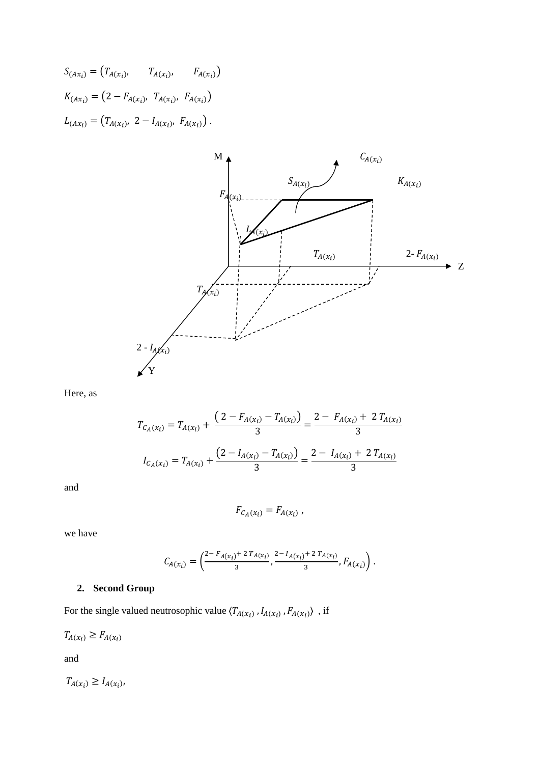$S_{(Ax_i)} = \left(T_{A(x_i)}, \quad T_{A(x_i)}, \quad F_{A(x_i)}\right)$

$K_{(Ax_i)} = \left(2 - F_{A(x_i)},\ T_{A(x_i)},\ F_{A(x_i)}\right)$

$L_{(Ax_i)} = \left(T_{A(x_i)},\ 2 - I_{A(x_i)},\ F_{A(x_i)}\right)$ .

Here, as

$$T_{C_A(x_i)} = T_{A(x_i)} + \frac{\left(2 - F_{A(x_i)} - T_{A(x_i)}\right)}{3} = \frac{2 - F_{A(x_i)} + 2\,T_{A(x_i)}}{3}$$

$$I_{C_A(x_i)} = T_{A(x_i)} + \frac{\left(2 - I_{A(x_i)} - T_{A(x_i)}\right)}{3} = \frac{2 - I_{A(x_i)} + 2\,T_{A(x_i)}}{3}$$

and

$$F_{C_A(x_i)} = F_{A(x_i)}\ ,$$

we have

$$C_{A(x_i)} = \left(\frac{2 - F_{A(x_i)} + 2\,T_{A(x_i)}}{3}, \frac{2 - I_{A(x_i)} + 2\,T_{A(x_i)}}{3}, F_{A(x_i)}\right).$$

## 2. Second Group

For the single valued neutrosophic value $\langle T_{A(x_i)}, I_{A(x_i)}, F_{A(x_i)} \rangle$ , if

$T_{A(x_i)} \geq F_{A(x_i)}$

and

$T_{A(x_i)} \geq I_{A(x_i)}$,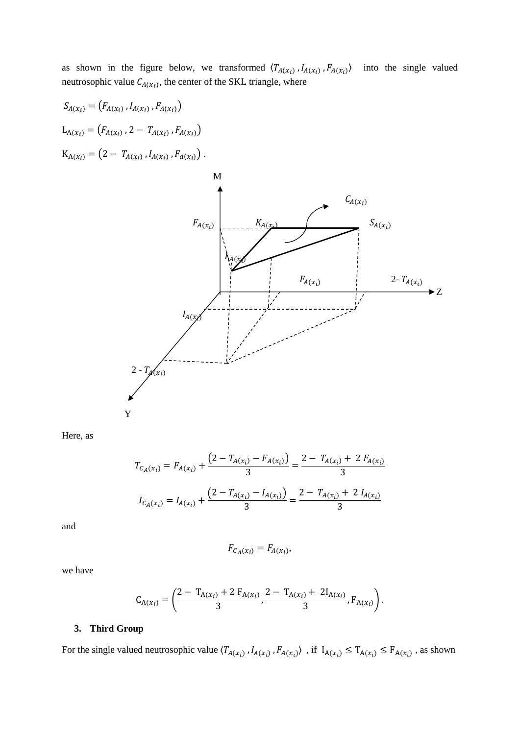as shown in the figure below, we transformed $\langle T_{A(x_i)}, I_{A(x_i)}, F_{A(x_i)} \rangle$ into the single valued neutrosophic value $C_{A(x_i)}$, the center of the SKL triangle, where

$S_{A(x_i)} = \left(F_{A(x_i)}, I_{A(x_i)}, F_{A(x_i)}\right)$

$L_{A(x_i)} = \left(F_{A(x_i)}, 2 - T_{A(x_i)}, F_{A(x_i)}\right)$

$K_{A(x_i)} = \left(2 - T_{A(x_i)}, I_{A(x_i)}, F_{a(x_i)}\right)$ .

Here, as

$$T_{C_A(x_i)} = F_{A(x_i)} + \frac{\left(2 - T_{A(x_i)} - F_{A(x_i)}\right)}{3} = \frac{2 - T_{A(x_i)} + 2\, F_{A(x_i)}}{3}$$

$$I_{C_A(x_i)} = I_{A(x_i)} + \frac{\left(2 - T_{A(x_i)} - I_{A(x_i)}\right)}{3} = \frac{2 - T_{A(x_i)} + 2\, I_{A(x_i)}}{3}$$

and

$$F_{C_A(x_i)} = F_{A(x_i)},$$

we have

$$C_{A(x_i)} = \left(\frac{2 - T_{A(x_i)} + 2\, F_{A(x_i)}}{3}, \frac{2 - T_{A(x_i)} + 2 I_{A(x_i)}}{3}, F_{A(x_i)}\right).$$

### 3. Third Group

For the single valued neutrosophic value $\langle T_{A(x_i)}, I_{A(x_i)}, F_{A(x_i)} \rangle$ , if $I_{A(x_i)} \leq T_{A(x_i)} \leq F_{A(x_i)}$ , as shown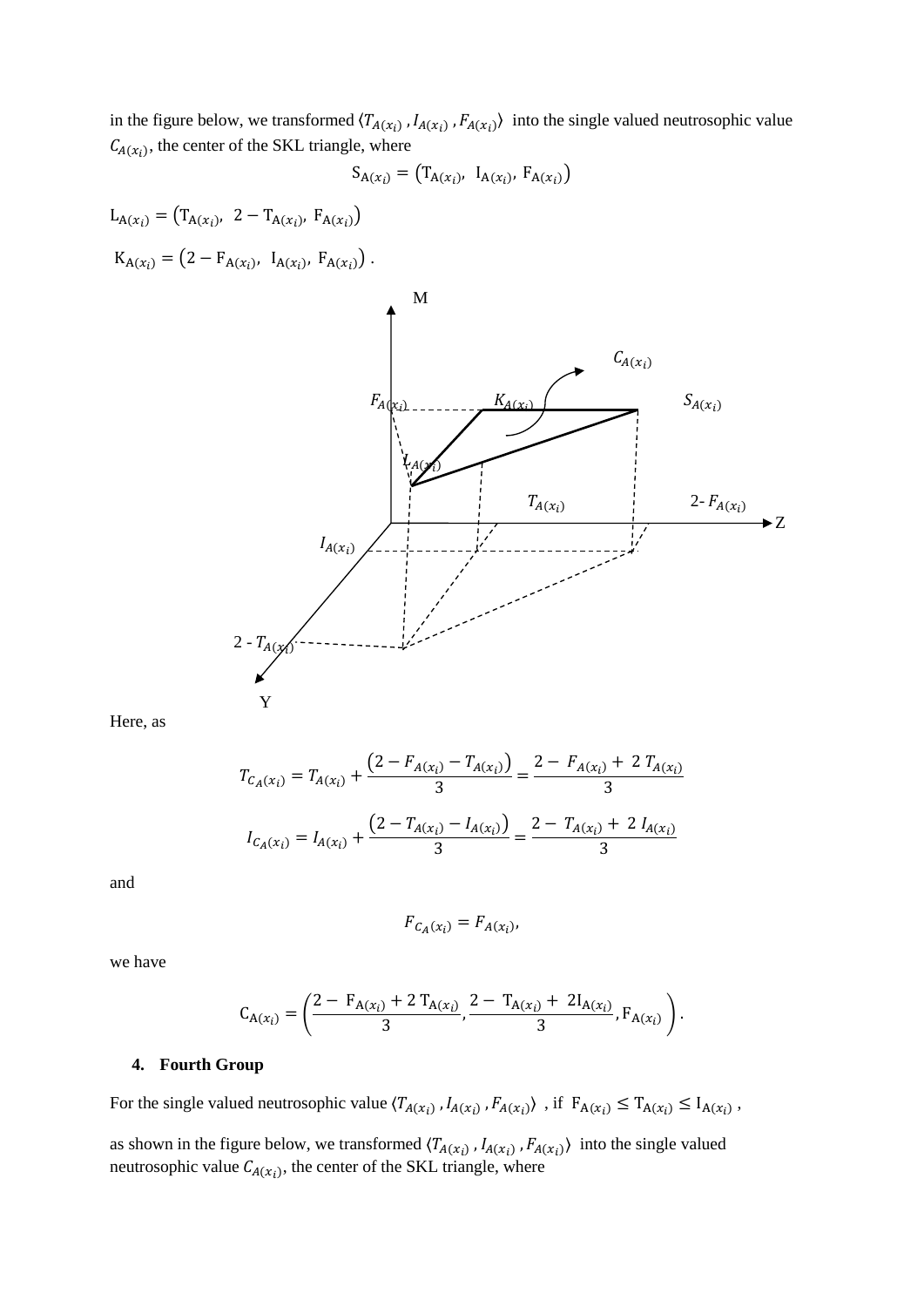in the figure below, we transformed $\langle T_{A(x_i)}, I_{A(x_i)}, F_{A(x_i)}\rangle$ into the single valued neutrosophic value $C_{A(x_i)}$, the center of the SKL triangle, where

$$\mathrm{S}_{A(x_i)} = \left(\mathrm{T}_{A(x_i)},\ \mathrm{I}_{A(x_i)},\ \mathrm{F}_{A(x_i)}\right)$$

$\mathrm{L}_{A(x_i)} = \left(\mathrm{T}_{A(x_i)},\ 2 - \mathrm{T}_{A(x_i)},\ \mathrm{F}_{A(x_i)}\right)$

$\mathrm{K}_{A(x_i)} = \left(2 - \mathrm{F}_{A(x_i)},\ \mathrm{I}_{A(x_i)},\ \mathrm{F}_{A(x_i)}\right)$ .

Here, as

$$T_{C_A(x_i)} = T_{A(x_i)} + \frac{\left(2 - F_{A(x_i)} - T_{A(x_i)}\right)}{3} = \frac{2 - F_{A(x_i)} + 2\, T_{A(x_i)}}{3}$$

$$I_{C_A(x_i)} = I_{A(x_i)} + \frac{\left(2 - T_{A(x_i)} - I_{A(x_i)}\right)}{3} = \frac{2 - T_{A(x_i)} + 2\, I_{A(x_i)}}{3}$$

and

$$F_{C_A(x_i)} = F_{A(x_i)},$$

we have

$$\mathrm{C}_{A(x_i)} = \left(\frac{2 - \mathrm{F}_{A(x_i)} + 2\,\mathrm{T}_{A(x_i)}}{3}, \frac{2 - \mathrm{T}_{A(x_i)} + 2\mathrm{I}_{A(x_i)}}{3}, \mathrm{F}_{A(x_i)}\right).$$

4. **Fourth Group**

For the single valued neutrosophic value $\langle T_{A(x_i)}, I_{A(x_i)}, F_{A(x_i)}\rangle$ , if $\mathrm{F}_{A(x_i)} \le \mathrm{T}_{A(x_i)} \le \mathrm{I}_{A(x_i)}$ ,

as shown in the figure below, we transformed $\langle T_{A(x_i)}, I_{A(x_i)}, F_{A(x_i)}\rangle$ into the single valued neutrosophic value $C_{A(x_i)}$, the center of the SKL triangle, where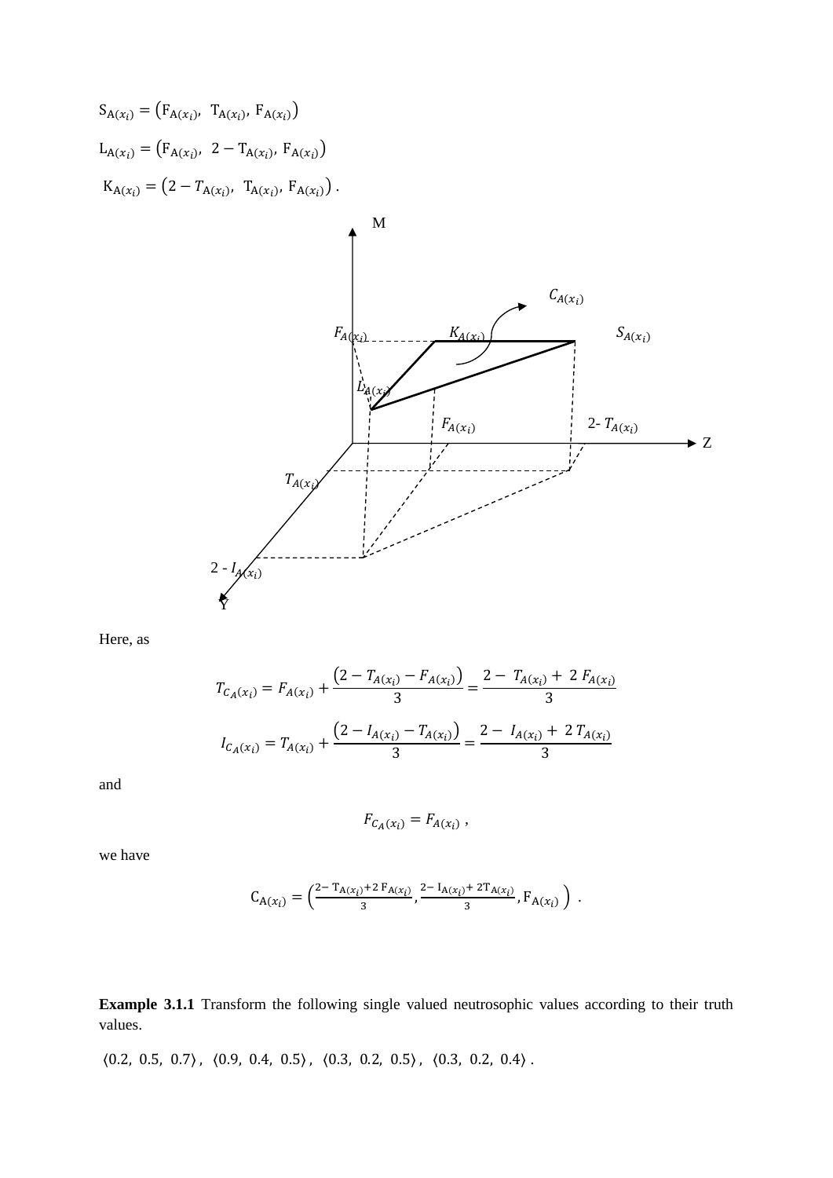$$\mathrm{S}_{\mathrm{A}(x_i)} = \left(\mathrm{F}_{\mathrm{A}(x_i)},\ \mathrm{T}_{\mathrm{A}(x_i)},\ \mathrm{F}_{\mathrm{A}(x_i)}\right)$$

$$\mathrm{L}_{\mathrm{A}(x_i)} = \left(\mathrm{F}_{\mathrm{A}(x_i)},\ 2 - \mathrm{T}_{\mathrm{A}(x_i)},\ \mathrm{F}_{\mathrm{A}(x_i)}\right)$$

$$\mathrm{K}_{\mathrm{A}(x_i)} = \left(2 - T_{\mathrm{A}(x_i)},\ \mathrm{T}_{\mathrm{A}(x_i)},\ \mathrm{F}_{\mathrm{A}(x_i)}\right).$$

Here, as

$$T_{C_A(x_i)} = F_{A(x_i)} + \frac{\left(2 - T_{A(x_i)} - F_{A(x_i)}\right)}{3} = \frac{2 - T_{A(x_i)} + 2\,F_{A(x_i)}}{3}$$

$$I_{C_A(x_i)} = T_{A(x_i)} + \frac{\left(2 - I_{A(x_i)} - T_{A(x_i)}\right)}{3} = \frac{2 - I_{A(x_i)} + 2\,T_{A(x_i)}}{3}$$

and

$$F_{C_A(x_i)} = F_{A(x_i)}\ ,$$

we have

$$\mathrm{C}_{\mathrm{A}(x_i)} = \left(\frac{2 - \mathrm{T}_{\mathrm{A}(x_i)} + 2\,\mathrm{F}_{\mathrm{A}(x_i)}}{3}, \frac{2 - \mathrm{I}_{\mathrm{A}(x_i)} + 2\mathrm{T}_{\mathrm{A}(x_i)}}{3}, \mathrm{F}_{\mathrm{A}(x_i)}\right).$$

**Example 3.1.1** Transform the following single valued neutrosophic values according to their truth values.

$\langle 0.2,\ 0.5,\ 0.7\rangle$, $\langle 0.9,\ 0.4,\ 0.5\rangle$, $\langle 0.3,\ 0.2,\ 0.5\rangle$, $\langle 0.3,\ 0.2,\ 0.4\rangle$.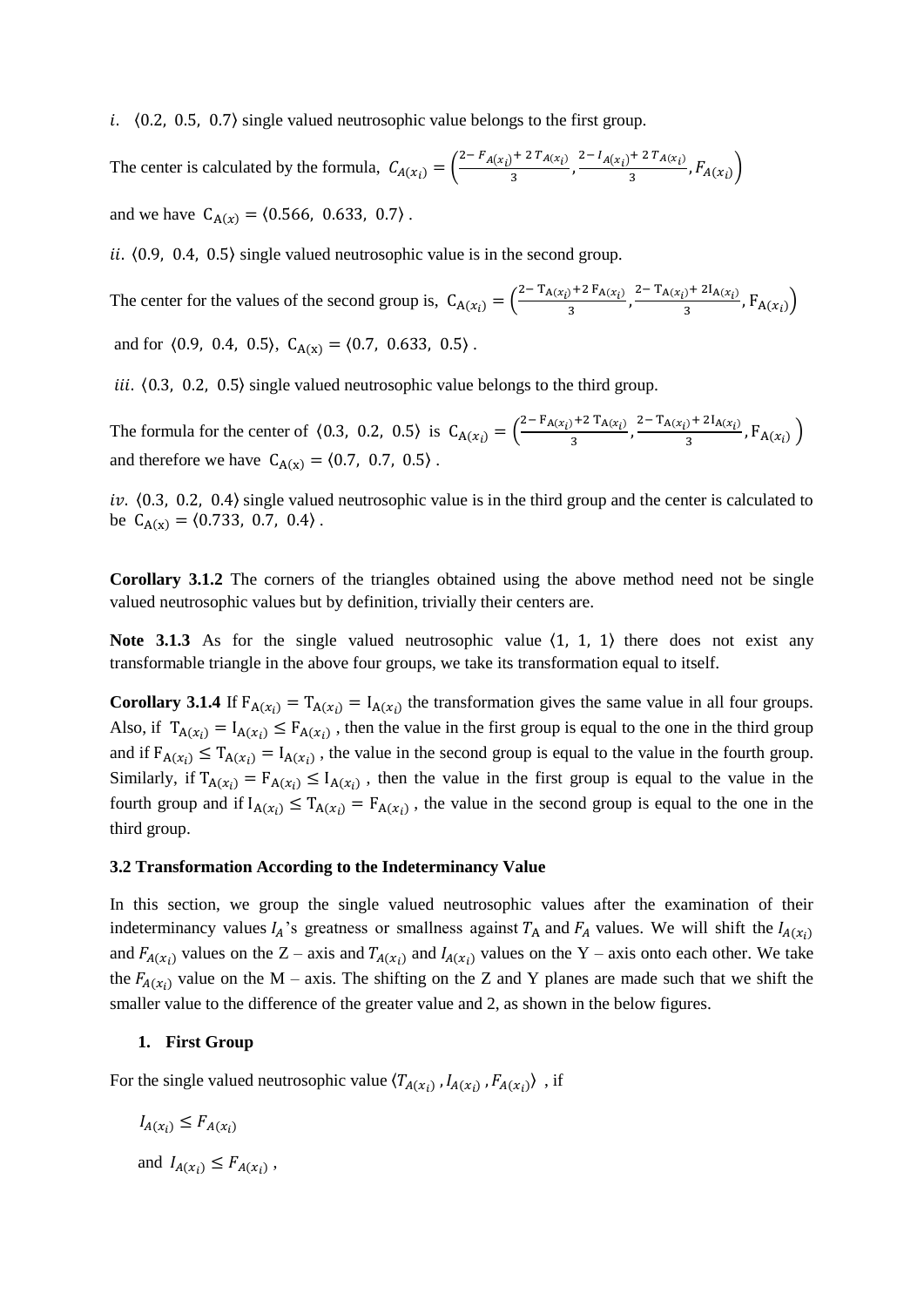$i.$ $\langle 0.2,\ 0.5,\ 0.7\rangle$ single valued neutrosophic value belongs to the first group.

The center is calculated by the formula, $C_{A(x_i)} = \left(\frac{2-F_{A(x_i)}+2\,T_{A(x_i)}}{3}, \frac{2-I_{A(x_i)}+2\,T_{A(x_i)}}{3}, F_{A(x_i)}\right)$

and we have $C_{A(x)} = \langle 0.566,\ 0.633,\ 0.7\rangle$ .

$ii.$ $\langle 0.9,\ 0.4,\ 0.5\rangle$ single valued neutrosophic value is in the second group.

The center for the values of the second group is, $C_{A(x_i)} = \left(\frac{2-T_{A(x_i)}+2\,F_{A(x_i)}}{3}, \frac{2-T_{A(x_i)}+2I_{A(x_i)}}{3}, F_{A(x_i)}\right)$

and for $\langle 0.9,\ 0.4,\ 0.5\rangle$, $C_{A(x)} = \langle 0.7,\ 0.633,\ 0.5\rangle$ .

$iii.$ $\langle 0.3,\ 0.2,\ 0.5\rangle$ single valued neutrosophic value belongs to the third group.

The formula for the center of $\langle 0.3,\ 0.2,\ 0.5\rangle$ is $C_{A(x_i)} = \left(\frac{2-F_{A(x_i)}+2\,T_{A(x_i)}}{3}, \frac{2-T_{A(x_i)}+2I_{A(x_i)}}{3}, F_{A(x_i)}\right)$ and therefore we have $C_{A(x)} = \langle 0.7,\ 0.7,\ 0.5\rangle$ .

$iv.$ $\langle 0.3,\ 0.2,\ 0.4\rangle$ single valued neutrosophic value is in the third group and the center is calculated to be $C_{A(x)} = \langle 0.733,\ 0.7,\ 0.4\rangle$ .

**Corollary 3.1.2** The corners of the triangles obtained using the above method need not be single valued neutrosophic values but by definition, trivially their centers are.

**Note 3.1.3** As for the single valued neutrosophic value $\langle 1,\ 1,\ 1\rangle$ there does not exist any transformable triangle in the above four groups, we take its transformation equal to itself.

**Corollary 3.1.4** If $F_{A(x_i)} = T_{A(x_i)} = I_{A(x_i)}$ the transformation gives the same value in all four groups. Also, if $T_{A(x_i)} = I_{A(x_i)} \leq F_{A(x_i)}$ , then the value in the first group is equal to the one in the third group and if $F_{A(x_i)} \leq T_{A(x_i)} = I_{A(x_i)}$ , the value in the second group is equal to the value in the fourth group. Similarly, if $T_{A(x_i)} = F_{A(x_i)} \leq I_{A(x_i)}$ , then the value in the first group is equal to the value in the fourth group and if $I_{A(x_i)} \leq T_{A(x_i)} = F_{A(x_i)}$ , the value in the second group is equal to the one in the third group.

### 3.2 Transformation According to the Indeterminancy Value

In this section, we group the single valued neutrosophic values after the examination of their indeterminancy values $I_A$'s greatness or smallness against $T_A$ and $F_A$ values. We will shift the $I_{A(x_i)}$ and $F_{A(x_i)}$ values on the Z – axis and $T_{A(x_i)}$ and $I_{A(x_i)}$ values on the Y – axis onto each other. We take the $F_{A(x_i)}$ value on the M – axis. The shifting on the Z and Y planes are made such that we shift the smaller value to the difference of the greater value and 2, as shown in the below figures.

1. **First Group**

For the single valued neutrosophic value $\langle T_{A(x_i)}, I_{A(x_i)}, F_{A(x_i)}\rangle$ , if

$I_{A(x_i)} \leq F_{A(x_i)}$

and $I_{A(x_i)} \leq F_{A(x_i)}$ ,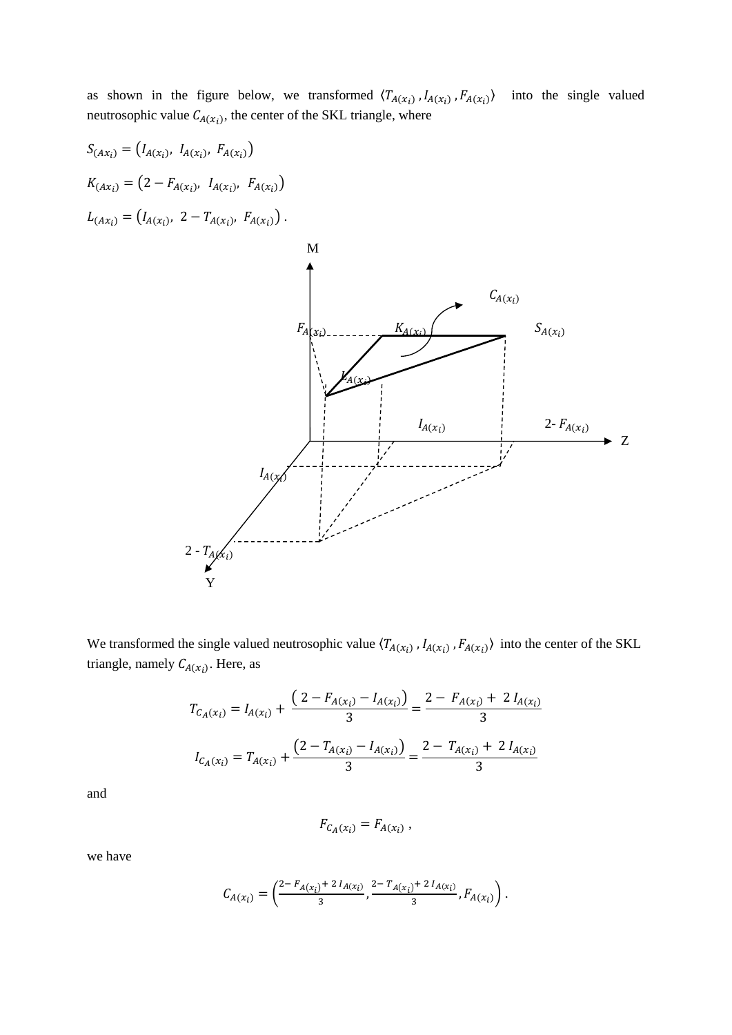as shown in the figure below, we transformed $\langle T_{A(x_i)}, I_{A(x_i)}, F_{A(x_i)} \rangle$ into the single valued neutrosophic value $C_{A(x_i)}$, the center of the SKL triangle, where

$S_{(Ax_i)} = \left(I_{A(x_i)},\ I_{A(x_i)},\ F_{A(x_i)}\right)$

$K_{(Ax_i)} = \left(2 - F_{A(x_i)},\ I_{A(x_i)},\ F_{A(x_i)}\right)$

$L_{(Ax_i)} = \left(I_{A(x_i)},\ 2 - T_{A(x_i)},\ F_{A(x_i)}\right)$.

We transformed the single valued neutrosophic value $\langle T_{A(x_i)}, I_{A(x_i)}, F_{A(x_i)} \rangle$ into the center of the SKL triangle, namely $C_{A(x_i)}$. Here, as

$$T_{C_{A}(x_i)} = I_{A(x_i)} + \frac{\left(2 - F_{A(x_i)} - I_{A(x_i)}\right)}{3} = \frac{2 - F_{A(x_i)} + 2\, I_{A(x_i)}}{3}$$

$$I_{C_{A}(x_i)} = T_{A(x_i)} + \frac{\left(2 - T_{A(x_i)} - I_{A(x_i)}\right)}{3} = \frac{2 - T_{A(x_i)} + 2\, I_{A(x_i)}}{3}$$

and

$$F_{C_{A}(x_i)} = F_{A(x_i)},$$

we have

$$C_{A(x_i)} = \left(\frac{2 - F_{A(x_i)} + 2\, I_{A(x_i)}}{3}, \frac{2 - T_{A(x_i)} + 2\, I_{A(x_i)}}{3}, F_{A(x_i)}\right).$$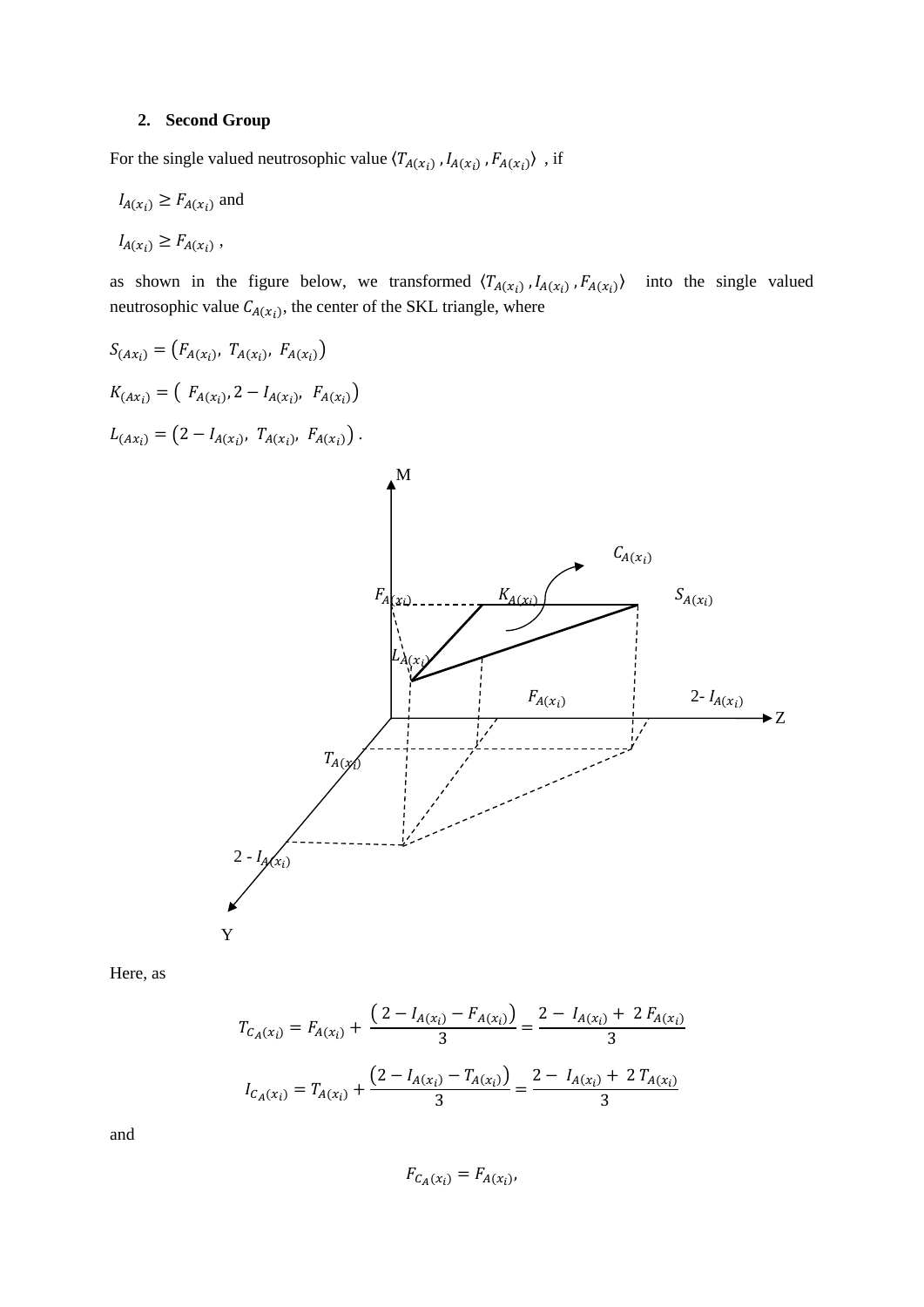2. **Second Group**

For the single valued neutrosophic value $\langle T_{A(x_i)}, I_{A(x_i)}, F_{A(x_i)} \rangle$ , if

$I_{A(x_i)} \geq F_{A(x_i)}$ and

$I_{A(x_i)} \geq F_{A(x_i)}$ ,

as shown in the figure below, we transformed $\langle T_{A(x_i)}, I_{A(x_i)}, F_{A(x_i)} \rangle$ into the single valued neutrosophic value $C_{A(x_i)}$, the center of the SKL triangle, where

$S_{(Ax_i)} = \left(F_{A(x_i)},\ T_{A(x_i)},\ F_{A(x_i)}\right)$

$K_{(Ax_i)} = \left(\ F_{A(x_i)}, 2 - I_{A(x_i)},\ F_{A(x_i)}\right)$

$L_{(Ax_i)} = \left(2 - I_{A(x_i)},\ T_{A(x_i)},\ F_{A(x_i)}\right)$ .

Here, as

$$T_{C_A(x_i)} = F_{A(x_i)} + \frac{\left(2 - I_{A(x_i)} - F_{A(x_i)}\right)}{3} = \frac{2 - I_{A(x_i)} + 2\,F_{A(x_i)}}{3}$$

$$I_{C_A(x_i)} = T_{A(x_i)} + \frac{\left(2 - I_{A(x_i)} - T_{A(x_i)}\right)}{3} = \frac{2 - I_{A(x_i)} + 2\,T_{A(x_i)}}{3}$$

and

$$F_{C_A(x_i)} = F_{A(x_i)},$$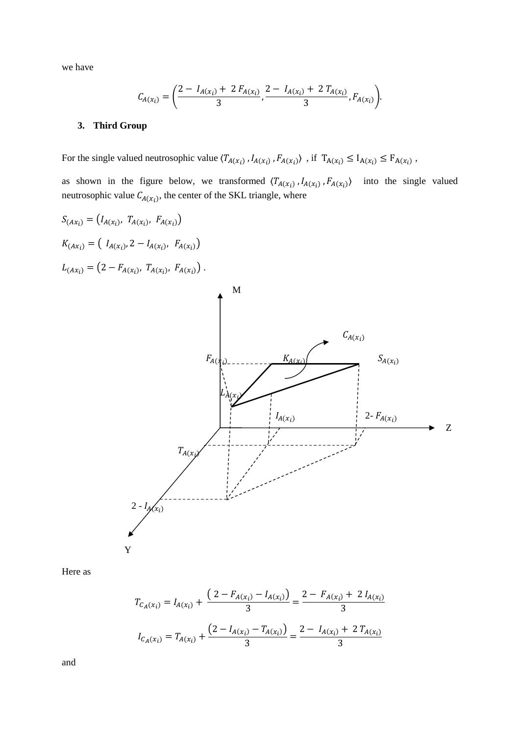we have

$$C_{A(x_i)} = \left( \frac{2 - I_{A(x_i)} + 2\, F_{A(x_i)}}{3}, \frac{2 - I_{A(x_i)} + 2\, T_{A(x_i)}}{3}, F_{A(x_i)} \right).$$

3. **Third Group**

For the single valued neutrosophic value $\langle T_{A(x_i)}, I_{A(x_i)}, F_{A(x_i)} \rangle$ , if $T_{A(x_i)} \leq I_{A(x_i)} \leq F_{A(x_i)}$ ,

as shown in the figure below, we transformed $\langle T_{A(x_i)}, I_{A(x_i)}, F_{A(x_i)} \rangle$ into the single valued neutrosophic value $C_{A(x_i)}$, the center of the SKL triangle, where

$S_{(Ax_i)} = (I_{A(x_i)},\ T_{A(x_i)},\ F_{A(x_i)})$

$K_{(Ax_i)} = (\ I_{A(x_i)}, 2 - I_{A(x_i)},\ F_{A(x_i)})$

$L_{(Ax_i)} = (2 - F_{A(x_i)},\ T_{A(x_i)},\ F_{A(x_i)})$ .

Here as

$$T_{C_{A(x_i)}} = I_{A(x_i)} + \frac{\left( 2 - F_{A(x_i)} - I_{A(x_i)} \right)}{3} = \frac{2 - F_{A(x_i)} + 2\, I_{A(x_i)}}{3}$$

$$I_{C_{A(x_i)}} = T_{A(x_i)} + \frac{\left( 2 - I_{A(x_i)} - T_{A(x_i)} \right)}{3} = \frac{2 - I_{A(x_i)} + 2\, T_{A(x_i)}}{3}$$

and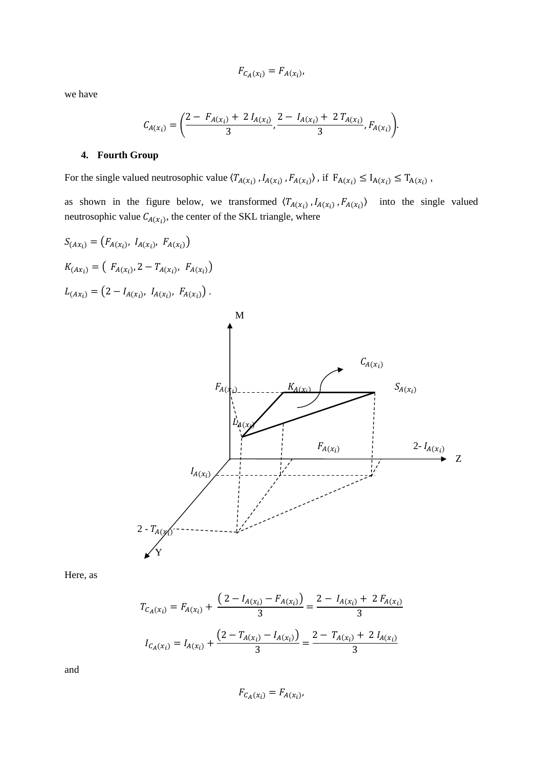$$F_{C_A(x_i)} = F_{A(x_i)},$$

we have

$$C_{A(x_i)} = \left(\frac{2 - F_{A(x_i)} + 2\, I_{A(x_i)}}{3}, \frac{2 - I_{A(x_i)} + 2\, T_{A(x_i)}}{3}, F_{A(x_i)}\right).$$

#### 4. Fourth Group

For the single valued neutrosophic value $\langle T_{A(x_i)}, I_{A(x_i)}, F_{A(x_i)}\rangle$ , if $F_{A(x_i)} \leq I_{A(x_i)} \leq T_{A(x_i)}$ ,

as shown in the figure below, we transformed $\langle T_{A(x_i)}, I_{A(x_i)}, F_{A(x_i)}\rangle$ into the single valued neutrosophic value $C_{A(x_i)}$, the center of the SKL triangle, where

$S_{(Ax_i)} = \left(F_{A(x_i)},\ I_{A(x_i)},\ F_{A(x_i)}\right)$

$K_{(Ax_i)} = \left(\ F_{A(x_i)}, 2 - T_{A(x_i)},\ F_{A(x_i)}\right)$

$L_{(Ax_i)} = \left(2 - I_{A(x_i)},\ I_{A(x_i)},\ F_{A(x_i)}\right)$ .

Here, as

$$T_{C_A(x_i)} = F_{A(x_i)} + \frac{\left(2 - I_{A(x_i)} - F_{A(x_i)}\right)}{3} = \frac{2 - I_{A(x_i)} + 2\, F_{A(x_i)}}{3}$$

$$I_{C_A(x_i)} = I_{A(x_i)} + \frac{\left(2 - T_{A(x_i)} - I_{A(x_i)}\right)}{3} = \frac{2 - T_{A(x_i)} + 2\, I_{A(x_i)}}{3}$$

and

$$F_{C_A(x_i)} = F_{A(x_i)},$$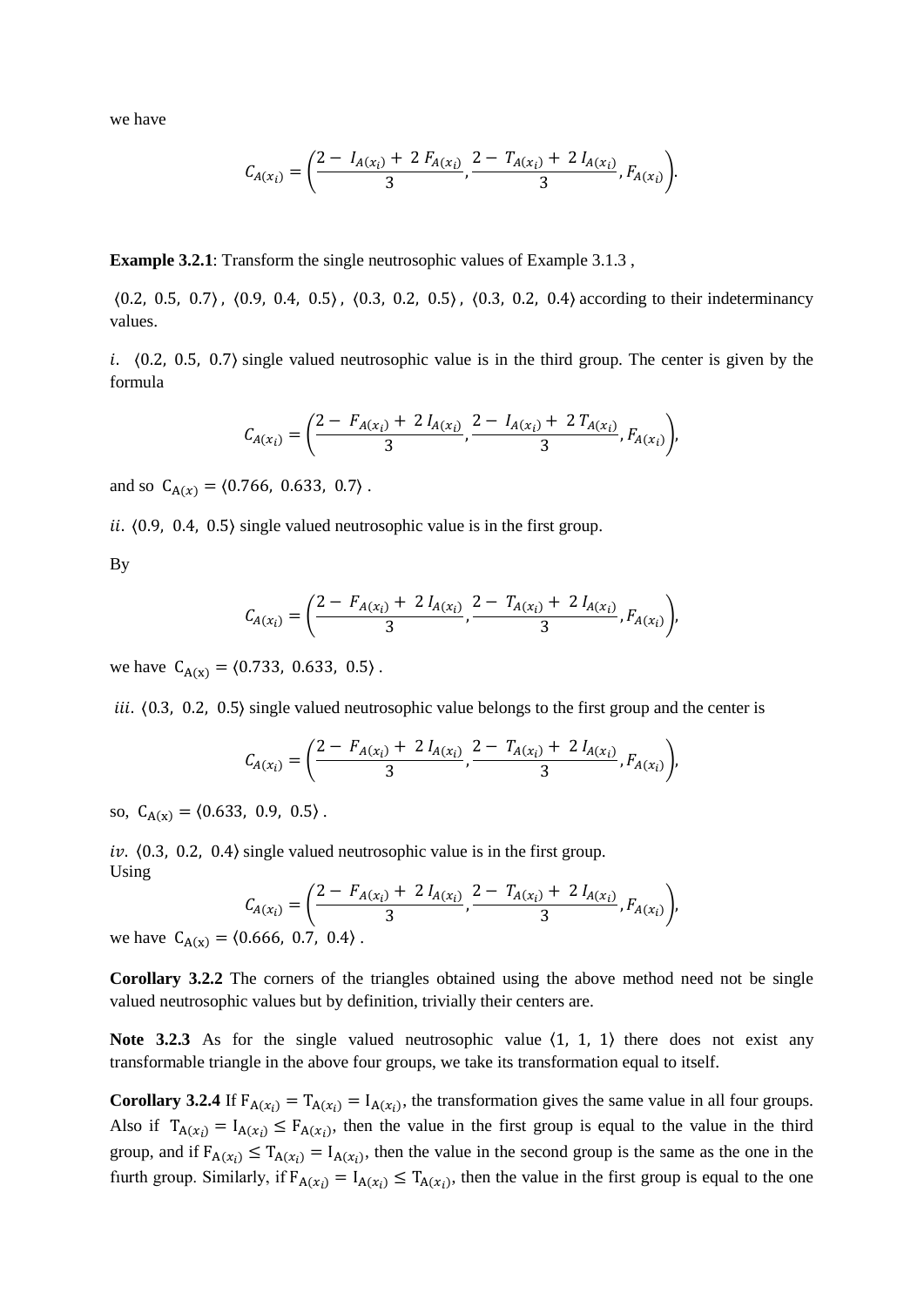we have

$$C_{A(x_i)} = \left( \frac{2 - I_{A(x_i)} + 2\, F_{A(x_i)}}{3}, \frac{2 - T_{A(x_i)} + 2\, I_{A(x_i)}}{3}, F_{A(x_i)} \right).$$

**Example 3.2.1**: Transform the single neutrosophic values of Example 3.1.3 ,

$\langle 0.2,\ 0.5,\ 0.7 \rangle$, $\langle 0.9,\ 0.4,\ 0.5 \rangle$, $\langle 0.3,\ 0.2,\ 0.5 \rangle$, $\langle 0.3,\ 0.2,\ 0.4 \rangle$ according to their indeterminancy values.

$i.$ $\langle 0.2,\ 0.5,\ 0.7 \rangle$ single valued neutrosophic value is in the third group. The center is given by the formula

$$C_{A(x_i)} = \left( \frac{2 - F_{A(x_i)} + 2\, I_{A(x_i)}}{3}, \frac{2 - I_{A(x_i)} + 2\, T_{A(x_i)}}{3}, F_{A(x_i)} \right),$$

and so $C_{A(x)} = \langle 0.766,\ 0.633,\ 0.7 \rangle$ .

$ii.$ $\langle 0.9,\ 0.4,\ 0.5 \rangle$ single valued neutrosophic value is in the first group.

By

$$C_{A(x_i)} = \left( \frac{2 - F_{A(x_i)} + 2\, I_{A(x_i)}}{3}, \frac{2 - T_{A(x_i)} + 2\, I_{A(x_i)}}{3}, F_{A(x_i)} \right),$$

we have $C_{A(x)} = \langle 0.733,\ 0.633,\ 0.5 \rangle$ .

$iii.$ $\langle 0.3,\ 0.2,\ 0.5 \rangle$ single valued neutrosophic value belongs to the first group and the center is

$$C_{A(x_i)} = \left( \frac{2 - F_{A(x_i)} + 2\, I_{A(x_i)}}{3}, \frac{2 - T_{A(x_i)} + 2\, I_{A(x_i)}}{3}, F_{A(x_i)} \right),$$

so, $C_{A(x)} = \langle 0.633,\ 0.9,\ 0.5 \rangle$ .

$iv.$ $\langle 0.3,\ 0.2,\ 0.4 \rangle$ single valued neutrosophic value is in the first group.
Using

$$C_{A(x_i)} = \left( \frac{2 - F_{A(x_i)} + 2\, I_{A(x_i)}}{3}, \frac{2 - T_{A(x_i)} + 2\, I_{A(x_i)}}{3}, F_{A(x_i)} \right),$$

we have $C_{A(x)} = \langle 0.666,\ 0.7,\ 0.4 \rangle$ .

**Corollary 3.2.2** The corners of the triangles obtained using the above method need not be single valued neutrosophic values but by definition, trivially their centers are.

**Note 3.2.3** As for the single valued neutrosophic value $\langle 1,\ 1,\ 1 \rangle$ there does not exist any transformable triangle in the above four groups, we take its transformation equal to itself.

**Corollary 3.2.4** If $F_{A(x_i)} = T_{A(x_i)} = I_{A(x_i)}$, the transformation gives the same value in all four groups. Also if $T_{A(x_i)} = I_{A(x_i)} \leq F_{A(x_i)}$, then the value in the first group is equal to the value in the third group, and if $F_{A(x_i)} \leq T_{A(x_i)} = I_{A(x_i)}$, then the value in the second group is the same as the one in the fiurth group. Similarly, if $F_{A(x_i)} = I_{A(x_i)} \leq T_{A(x_i)}$, then the value in the first group is equal to the one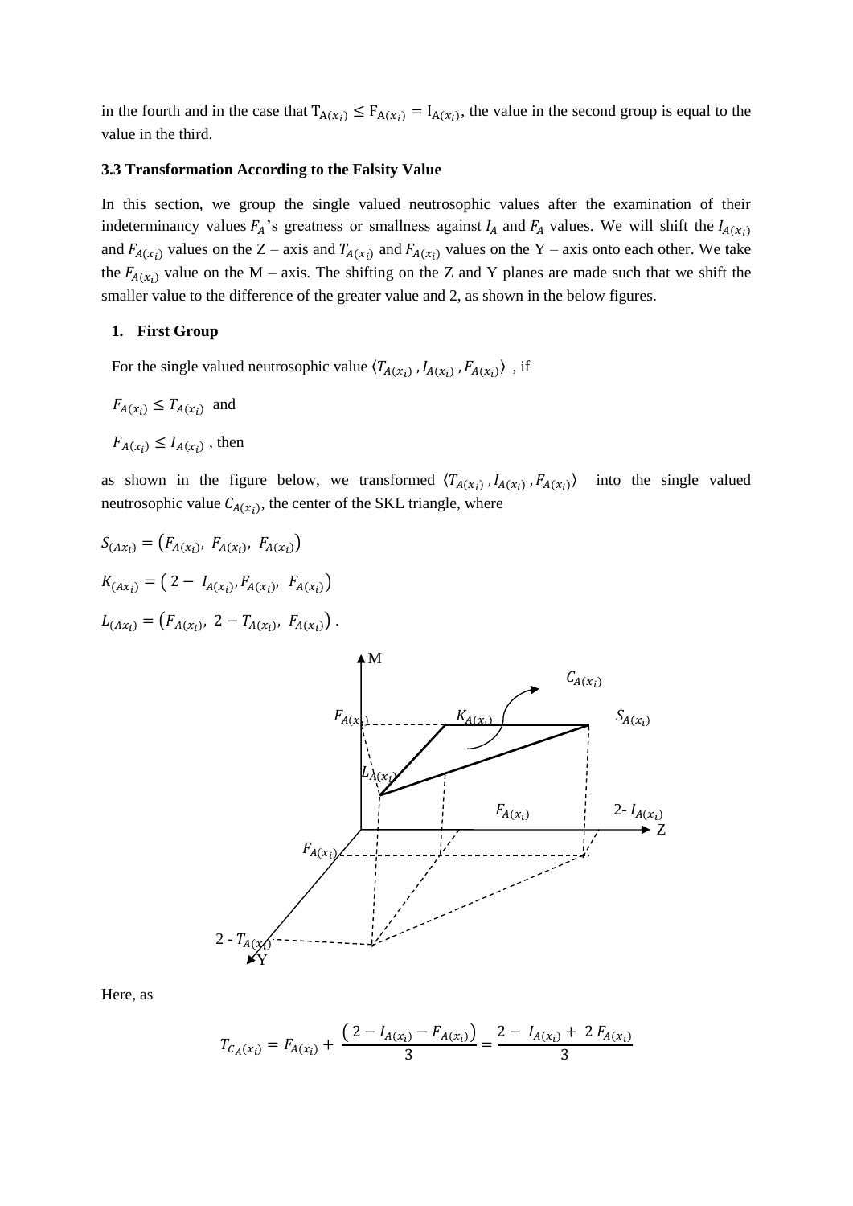in the fourth and in the case that $T_{A(x_i)} \leq F_{A(x_i)} = I_{A(x_i)}$, the value in the second group is equal to the value in the third.

### 3.3 Transformation According to the Falsity Value

In this section, we group the single valued neutrosophic values after the examination of their indeterminancy values $F_A$'s greatness or smallness against $I_A$ and $F_A$ values. We will shift the $I_{A(x_i)}$ and $F_{A(x_i)}$ values on the Z – axis and $T_{A(x_i)}$ and $F_{A(x_i)}$ values on the Y – axis onto each other. We take the $F_{A(x_i)}$ value on the M – axis. The shifting on the Z and Y planes are made such that we shift the smaller value to the difference of the greater value and 2, as shown in the below figures.

1. **First Group**

For the single valued neutrosophic value $\langle T_{A(x_i)}, I_{A(x_i)}, F_{A(x_i)} \rangle$ , if

$F_{A(x_i)} \leq T_{A(x_i)}$ and

$F_{A(x_i)} \leq I_{A(x_i)}$ , then

as shown in the figure below, we transformed $\langle T_{A(x_i)}, I_{A(x_i)}, F_{A(x_i)} \rangle$ into the single valued neutrosophic value $C_{A(x_i)}$, the center of the SKL triangle, where

$$S_{(Ax_i)} = \left(F_{A(x_i)},\ F_{A(x_i)},\ F_{A(x_i)}\right)$$

$$K_{(Ax_i)} = \left(2 - I_{A(x_i)}, F_{A(x_i)},\ F_{A(x_i)}\right)$$

$$L_{(Ax_i)} = \left(F_{A(x_i)},\ 2 - T_{A(x_i)},\ F_{A(x_i)}\right).$$

Here, as

$$T_{C_{A(x_i)}} = F_{A(x_i)} + \frac{\left(2 - I_{A(x_i)} - F_{A(x_i)}\right)}{3} = \frac{2 - I_{A(x_i)} + 2\,F_{A(x_i)}}{3}$$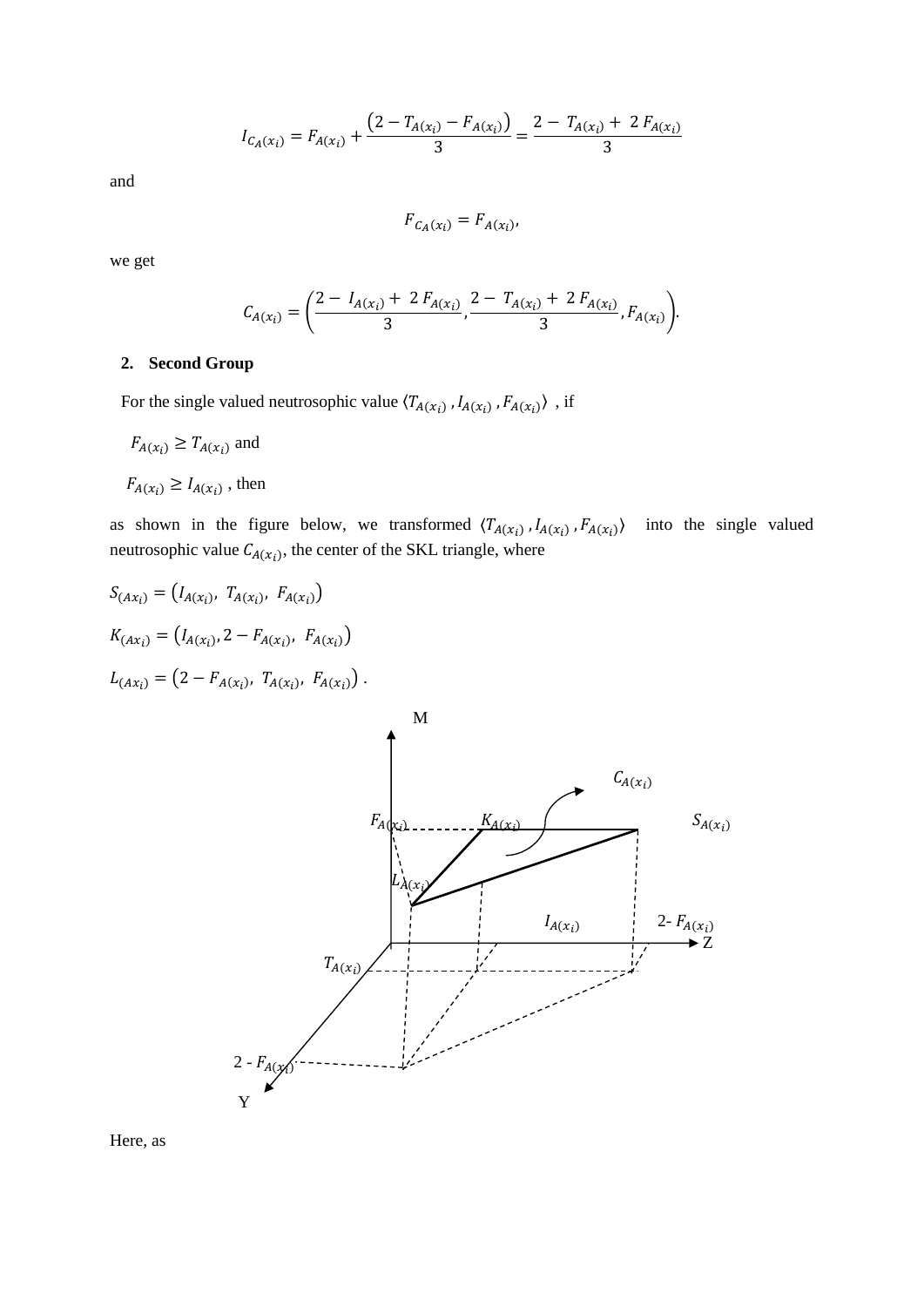$$I_{C_A(x_i)} = F_{A(x_i)} + \frac{\left(2 - T_{A(x_i)} - F_{A(x_i)}\right)}{3} = \frac{2 - T_{A(x_i)} + 2\,F_{A(x_i)}}{3}$$

and

$$F_{C_A(x_i)} = F_{A(x_i)},$$

we get

$$C_{A(x_i)} = \left(\frac{2 - I_{A(x_i)} + 2\,F_{A(x_i)}}{3}, \frac{2 - T_{A(x_i)} + 2\,F_{A(x_i)}}{3}, F_{A(x_i)}\right).$$

**2. Second Group**

For the single valued neutrosophic value $\langle T_{A(x_i)}, I_{A(x_i)}, F_{A(x_i)} \rangle$ , if

$F_{A(x_i)} \geq T_{A(x_i)}$ and

$F_{A(x_i)} \geq I_{A(x_i)}$ , then

as shown in the figure below, we transformed $\langle T_{A(x_i)}, I_{A(x_i)}, F_{A(x_i)} \rangle$ into the single valued neutrosophic value $C_{A(x_i)}$, the center of the SKL triangle, where

$S_{(Ax_i)} = \left(I_{A(x_i)},\ T_{A(x_i)},\ F_{A(x_i)}\right)$

$K_{(Ax_i)} = \left(I_{A(x_i)}, 2 - F_{A(x_i)},\ F_{A(x_i)}\right)$

$L_{(Ax_i)} = \left(2 - F_{A(x_i)},\ T_{A(x_i)},\ F_{A(x_i)}\right)$ .

Here, as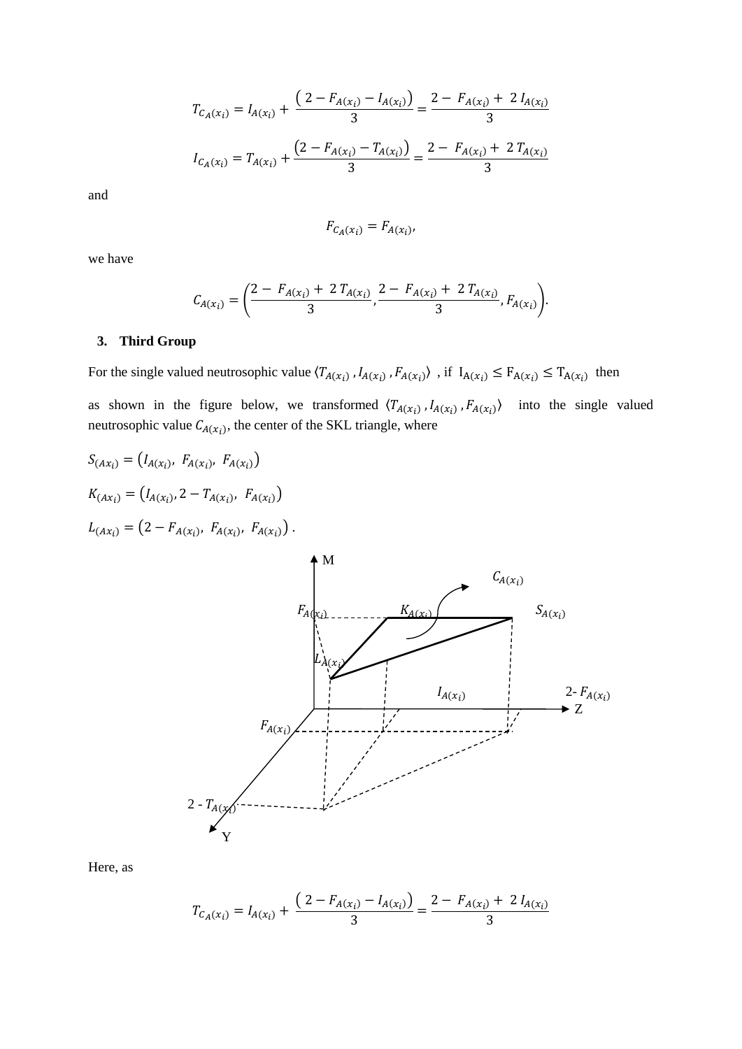$$T_{C_A(x_i)} = I_{A(x_i)} + \frac{\left(2 - F_{A(x_i)} - I_{A(x_i)}\right)}{3} = \frac{2 - F_{A(x_i)} + 2\, I_{A(x_i)}}{3}$$

$$I_{C_A(x_i)} = T_{A(x_i)} + \frac{\left(2 - F_{A(x_i)} - T_{A(x_i)}\right)}{3} = \frac{2 - F_{A(x_i)} + 2\, T_{A(x_i)}}{3}$$

and

$$F_{C_A(x_i)} = F_{A(x_i)},$$

we have

$$C_{A(x_i)} = \left(\frac{2 - F_{A(x_i)} + 2\, T_{A(x_i)}}{3}, \frac{2 - F_{A(x_i)} + 2\, T_{A(x_i)}}{3}, F_{A(x_i)}\right).$$

### 3. Third Group

For the single valued neutrosophic value $\langle T_{A(x_i)}, I_{A(x_i)}, F_{A(x_i)} \rangle$ , if $I_{A(x_i)} \leq F_{A(x_i)} \leq T_{A(x_i)}$ then

as shown in the figure below, we transformed $\langle T_{A(x_i)}, I_{A(x_i)}, F_{A(x_i)} \rangle$ into the single valued neutrosophic value $C_{A(x_i)}$, the center of the SKL triangle, where

$S_{(Ax_i)} = \left(I_{A(x_i)},\ F_{A(x_i)},\ F_{A(x_i)}\right)$

$K_{(Ax_i)} = \left(I_{A(x_i)}, 2 - T_{A(x_i)},\ F_{A(x_i)}\right)$

$L_{(Ax_i)} = \left(2 - F_{A(x_i)},\ F_{A(x_i)},\ F_{A(x_i)}\right)$ .

Here, as

$$T_{C_A(x_i)} = I_{A(x_i)} + \frac{\left(2 - F_{A(x_i)} - I_{A(x_i)}\right)}{3} = \frac{2 - F_{A(x_i)} + 2\, I_{A(x_i)}}{3}$$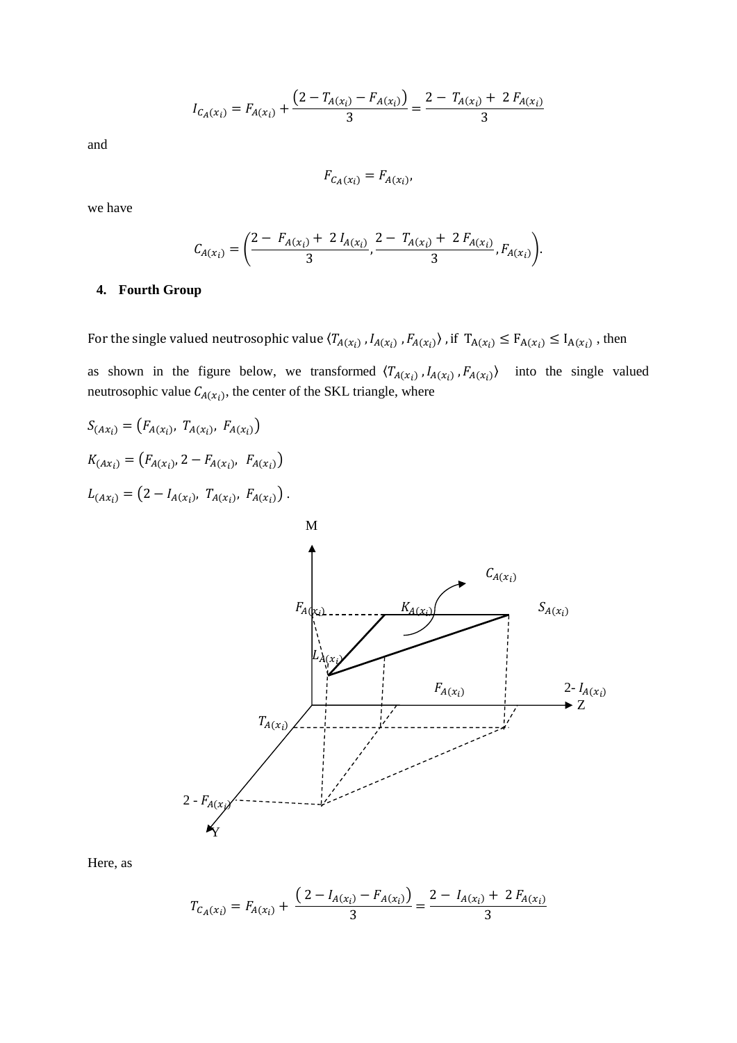$$I_{C_A(x_i)} = F_{A(x_i)} + \frac{\left(2 - T_{A(x_i)} - F_{A(x_i)}\right)}{3} = \frac{2 - T_{A(x_i)} + 2\, F_{A(x_i)}}{3}$$

and

$$F_{C_A(x_i)} = F_{A(x_i)},$$

we have

$$C_{A(x_i)} = \left(\frac{2 - F_{A(x_i)} + 2\, I_{A(x_i)}}{3}, \frac{2 - T_{A(x_i)} + 2\, F_{A(x_i)}}{3}, F_{A(x_i)}\right).$$

**4. Fourth Group**

For the single valued neutrosophic value $\langle T_{A(x_i)}, I_{A(x_i)}, F_{A(x_i)} \rangle$, if $T_{A(x_i)} \leq F_{A(x_i)} \leq I_{A(x_i)}$, then as shown in the figure below, we transformed $\langle T_{A(x_i)}, I_{A(x_i)}, F_{A(x_i)} \rangle$ into the single valued neutrosophic value $C_{A(x_i)}$, the center of the SKL triangle, where

$S_{(Ax_i)} = \left(F_{A(x_i)},\ T_{A(x_i)},\ F_{A(x_i)}\right)$

$K_{(Ax_i)} = \left(F_{A(x_i)}, 2 - F_{A(x_i)},\ F_{A(x_i)}\right)$

$L_{(Ax_i)} = \left(2 - I_{A(x_i)},\ T_{A(x_i)},\ F_{A(x_i)}\right)$.

Here, as

$$T_{C_A(x_i)} = F_{A(x_i)} + \frac{\left(2 - I_{A(x_i)} - F_{A(x_i)}\right)}{3} = \frac{2 - I_{A(x_i)} + 2\, F_{A(x_i)}}{3}$$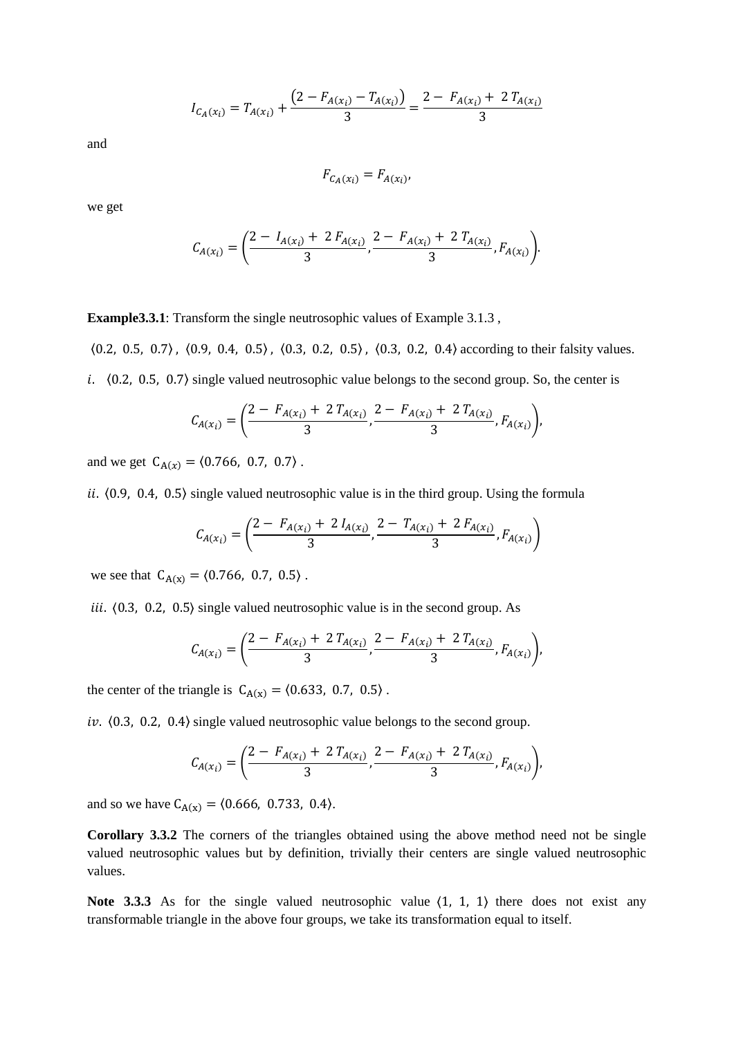$$I_{C_A(x_i)} = T_{A(x_i)} + \frac{\left(2 - F_{A(x_i)} - T_{A(x_i)}\right)}{3} = \frac{2 - F_{A(x_i)} + 2\,T_{A(x_i)}}{3}$$

and

$$F_{C_A(x_i)} = F_{A(x_i)},$$

we get

$$C_{A(x_i)} = \left(\frac{2 - I_{A(x_i)} + 2\,F_{A(x_i)}}{3}, \frac{2 - F_{A(x_i)} + 2\,T_{A(x_i)}}{3}, F_{A(x_i)}\right).$$

**Example3.3.1**: Transform the single neutrosophic values of Example 3.1.3 ,

$\langle 0.2,\ 0.5,\ 0.7\rangle$ , $\langle 0.9,\ 0.4,\ 0.5\rangle$ , $\langle 0.3,\ 0.2,\ 0.5\rangle$ , $\langle 0.3,\ 0.2,\ 0.4\rangle$ according to their falsity values.

*i*. $\langle 0.2,\ 0.5,\ 0.7\rangle$ single valued neutrosophic value belongs to the second group. So, the center is

$$C_{A(x_i)} = \left(\frac{2 - F_{A(x_i)} + 2\,T_{A(x_i)}}{3}, \frac{2 - F_{A(x_i)} + 2\,T_{A(x_i)}}{3}, F_{A(x_i)}\right),$$

and we get $C_{A(x)} = \langle 0.766,\ 0.7,\ 0.7\rangle$ .

*ii*. $\langle 0.9,\ 0.4,\ 0.5\rangle$ single valued neutrosophic value is in the third group. Using the formula

$$C_{A(x_i)} = \left(\frac{2 - F_{A(x_i)} + 2\,I_{A(x_i)}}{3}, \frac{2 - T_{A(x_i)} + 2\,F_{A(x_i)}}{3}, F_{A(x_i)}\right)$$

we see that $C_{A(x)} = \langle 0.766,\ 0.7,\ 0.5\rangle$ .

*iii*. $\langle 0.3,\ 0.2,\ 0.5\rangle$ single valued neutrosophic value is in the second group. As

$$C_{A(x_i)} = \left(\frac{2 - F_{A(x_i)} + 2\,T_{A(x_i)}}{3}, \frac{2 - F_{A(x_i)} + 2\,T_{A(x_i)}}{3}, F_{A(x_i)}\right),$$

the center of the triangle is $C_{A(x)} = \langle 0.633,\ 0.7,\ 0.5\rangle$ .

*iv*. $\langle 0.3,\ 0.2,\ 0.4\rangle$ single valued neutrosophic value belongs to the second group.

$$C_{A(x_i)} = \left(\frac{2 - F_{A(x_i)} + 2\,T_{A(x_i)}}{3}, \frac{2 - F_{A(x_i)} + 2\,T_{A(x_i)}}{3}, F_{A(x_i)}\right),$$

and so we have $C_{A(x)} = \langle 0.666,\ 0.733,\ 0.4\rangle$.

**Corollary 3.3.2** The corners of the triangles obtained using the above method need not be single valued neutrosophic values but by definition, trivially their centers are single valued neutrosophic values.

**Note 3.3.3** As for the single valued neutrosophic value $\langle 1,\ 1,\ 1\rangle$ there does not exist any transformable triangle in the above four groups, we take its transformation equal to itself.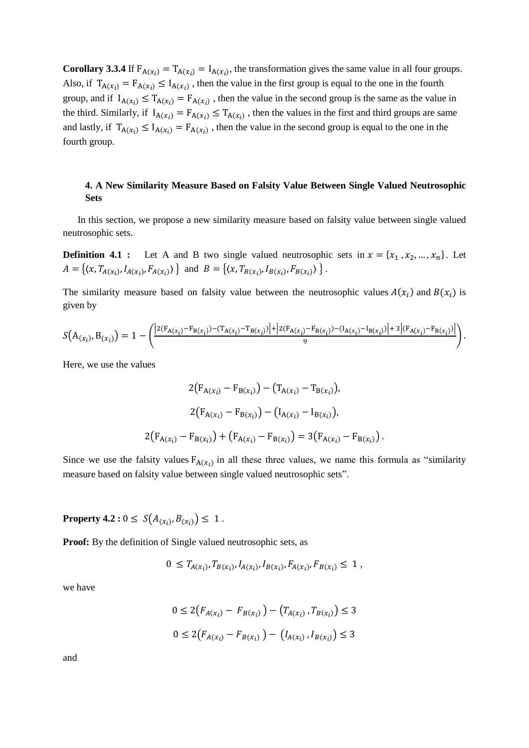**Corollary 3.3.4** If $F_{A(x_i)} = T_{A(x_i)} = I_{A(x_i)}$, the transformation gives the same value in all four groups. Also, if $T_{A(x_i)} = F_{A(x_i)} \leq I_{A(x_i)}$ , then the value in the first group is equal to the one in the fourth group, and if $I_{A(x_i)} \leq T_{A(x_i)} = F_{A(x_i)}$ , then the value in the second group is the same as the value in the third. Similarly, if $I_{A(x_i)} = F_{A(x_i)} \leq T_{A(x_i)}$ , then the values in the first and third groups are same and lastly, if $T_{A(x_i)} \leq I_{A(x_i)} = F_{A(x_i)}$ , then the value in the second group is equal to the one in the fourth group.

## 4. A New Similarity Measure Based on Falsity Value Between Single Valued Neutrosophic Sets

In this section, we propose a new similarity measure based on falsity value between single valued neutrosophic sets.

**Definition 4.1 :** Let A and B two single valued neutrosophic sets in $x = \{x_1, x_2, \ldots, x_n\}$. Let $A = \{\langle x, T_{A(x_i)}, I_{A(x_i)}, F_{A(x_i)} \rangle\}$ and $B = \{\langle x, T_{B(x_i)}, I_{B(x_i)}, F_{B(x_i)} \rangle\}$.

The similarity measure based on falsity value between the neutrosophic values $A(x_i)$ and $B(x_i)$ is given by

$$S(A_{(x_i)}, B_{(x_i)}) = 1 - \left( \frac{\left|2(F_{A(x_i)} - F_{B(x_i)}) - (T_{A(x_i)} - T_{B(x_i)})\right| + \left|2(F_{A(x_i)} - F_{B(x_i)}) - (I_{A(x_i)} - I_{B(x_i)})\right| + 3\left|(F_{A(x_i)} - F_{B(x_i)})\right|}{9} \right).$$

Here, we use the values

$$2(F_{A(x_i)} - F_{B(x_i)}) - (T_{A(x_i)} - T_{B(x_i)}),$$

$$2(F_{A(x_i)} - F_{B(x_i)}) - (I_{A(x_i)} - I_{B(x_i)}),$$

$$2(F_{A(x_i)} - F_{B(x_i)}) + (F_{A(x_i)} - F_{B(x_i)}) = 3(F_{A(x_i)} - F_{B(x_i)}).$$

Since we use the falsity values $F_{A(x_i)}$ in all these three values, we name this formula as "similarity measure based on falsity value between single valued neutrosophic sets".

**Property 4.2 :** $0 \leq S(A_{(x_i)}, B_{(x_i)}) \leq 1$ .

**Proof:** By the definition of Single valued neutrosophic sets, as

$$0 \leq T_{A(x_i)}, T_{B(x_i)}, I_{A(x_i)}, I_{B(x_i)}, F_{A(x_i)}, F_{B(x_i)} \leq 1 ,$$

we have

$$0 \leq 2(F_{A(x_i)} - F_{B(x_i)}) - (T_{A(x_i)}, T_{B(x_i)}) \leq 3$$

$$0 \leq 2(F_{A(x_i)} - F_{B(x_i)}) - (I_{A(x_i)}, I_{B(x_i)}) \leq 3$$

and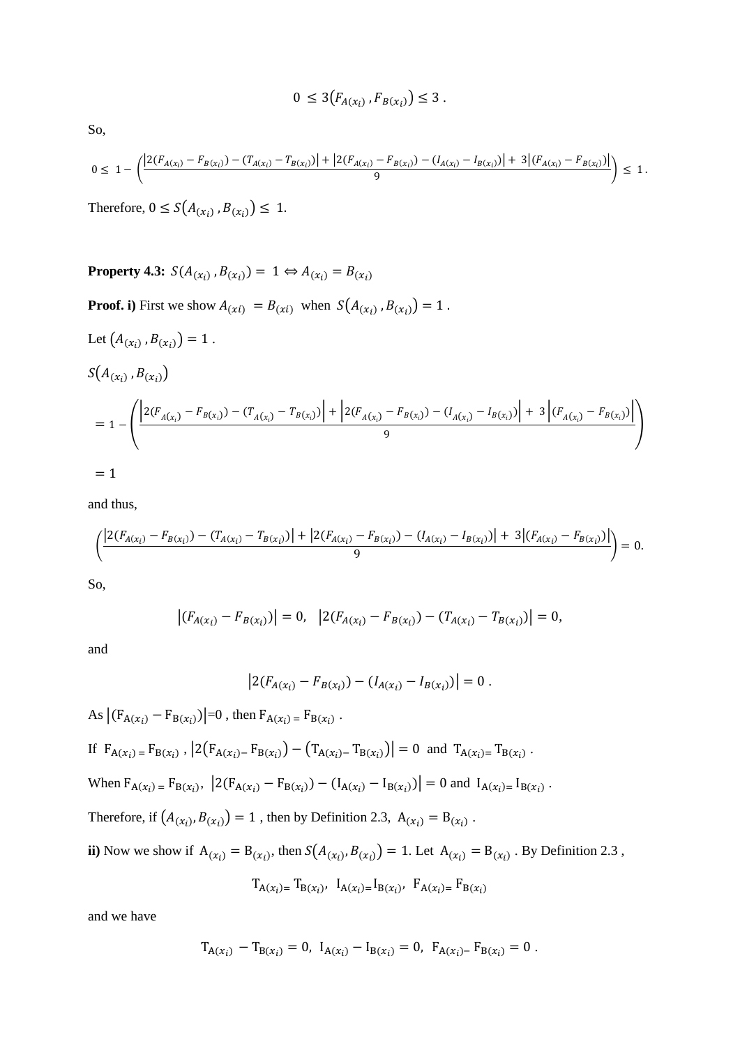$$0 \leq 3\left(F_{A(x_i)}, F_{B(x_i)}\right) \leq 3 .$$

So,

$$0 \leq 1 - \left( \frac{\left|2(F_{A(x_i)} - F_{B(x_i)}) - (T_{A(x_i)} - T_{B(x_i)})\right| + \left|2(F_{A(x_i)} - F_{B(x_i)}) - (I_{A(x_i)} - I_{B(x_i)})\right| + 3\left|(F_{A(x_i)} - F_{B(x_i)})\right|}{9} \right) \leq 1 .$$

Therefore, $0 \leq S\left(A_{(x_i)}, B_{(x_i)}\right) \leq 1$.

**Property 4.3:** $S(A_{(x_i)}, B_{(x_i)}) = 1 \Leftrightarrow A_{(x_i)} = B_{(x_i)}$

**Proof. i)** First we show $A_{(xi)} = B_{(xi)}$ when $S\left(A_{(x_i)}, B_{(x_i)}\right) = 1$ .

Let $\left(A_{(x_i)}, B_{(x_i)}\right) = 1$ .

$$S\left(A_{(x_i)}, B_{(x_i)}\right)$$

$$= 1 - \left( \frac{\left|2(F_{A_{(x_i)}} - F_{B(x_i)}) - (T_{A_{(x_i)}} - T_{B(x_i)})\right| + \left|2(F_{A_{(x_i)}} - F_{B(x_i)}) - (I_{A_{(x_i)}} - I_{B(x_i)})\right| + 3\left|(F_{A_{(x_i)}} - F_{B(x_i)})\right|}{9} \right)$$

$$= 1$$

and thus,

$$\left( \frac{\left|2(F_{A(x_i)} - F_{B(x_i)}) - (T_{A(x_i)} - T_{B(x_i)})\right| + \left|2(F_{A(x_i)} - F_{B(x_i)}) - (I_{A(x_i)} - I_{B(x_i)})\right| + 3\left|(F_{A(x_i)} - F_{B(x_i)})\right|}{9} \right) = 0.$$

So,

$$\left|(F_{A(x_i)} - F_{B(x_i)})\right| = 0, \quad \left|2(F_{A(x_i)} - F_{B(x_i)}) - (T_{A(x_i)} - T_{B(x_i)})\right| = 0,$$

and

$$\left|2(F_{A(x_i)} - F_{B(x_i)}) - (I_{A(x_i)} - I_{B(x_i)})\right| = 0 .$$

As $\left|(F_{A(x_i)} - F_{B(x_i)})\right| = 0$ , then $F_{A(x_i)} = F_{B(x_i)}$ .

If $F_{A(x_i)} = F_{B(x_i)}$ , $\left|2\left(F_{A(x_i)} - F_{B(x_i)}\right) - \left(T_{A(x_i)} - T_{B(x_i)}\right)\right| = 0$ and $T_{A(x_i)} = T_{B(x_i)}$ .

When $F_{A(x_i)} = F_{B(x_i)}$, $\left|2(F_{A(x_i)} - F_{B(x_i)}) - (I_{A(x_i)} - I_{B(x_i)})\right| = 0$ and $I_{A(x_i)} = I_{B(x_i)}$ .

Therefore, if $\left(A_{(x_i)}, B_{(x_i)}\right) = 1$ , then by Definition 2.3, $A_{(x_i)} = B_{(x_i)}$ .

**ii)** Now we show if $A_{(x_i)} = B_{(x_i)}$, then $S\left(A_{(x_i)}, B_{(x_i)}\right) = 1$. Let $A_{(x_i)} = B_{(x_i)}$ . By Definition 2.3 ,

$$T_{A(x_i)} = T_{B(x_i)}, \quad I_{A(x_i)} = I_{B(x_i)}, \quad F_{A(x_i)} = F_{B(x_i)}$$

and we have

$$T_{A(x_i)} - T_{B(x_i)} = 0, \quad I_{A(x_i)} - I_{B(x_i)} = 0, \quad F_{A(x_i)} - F_{B(x_i)} = 0 .$$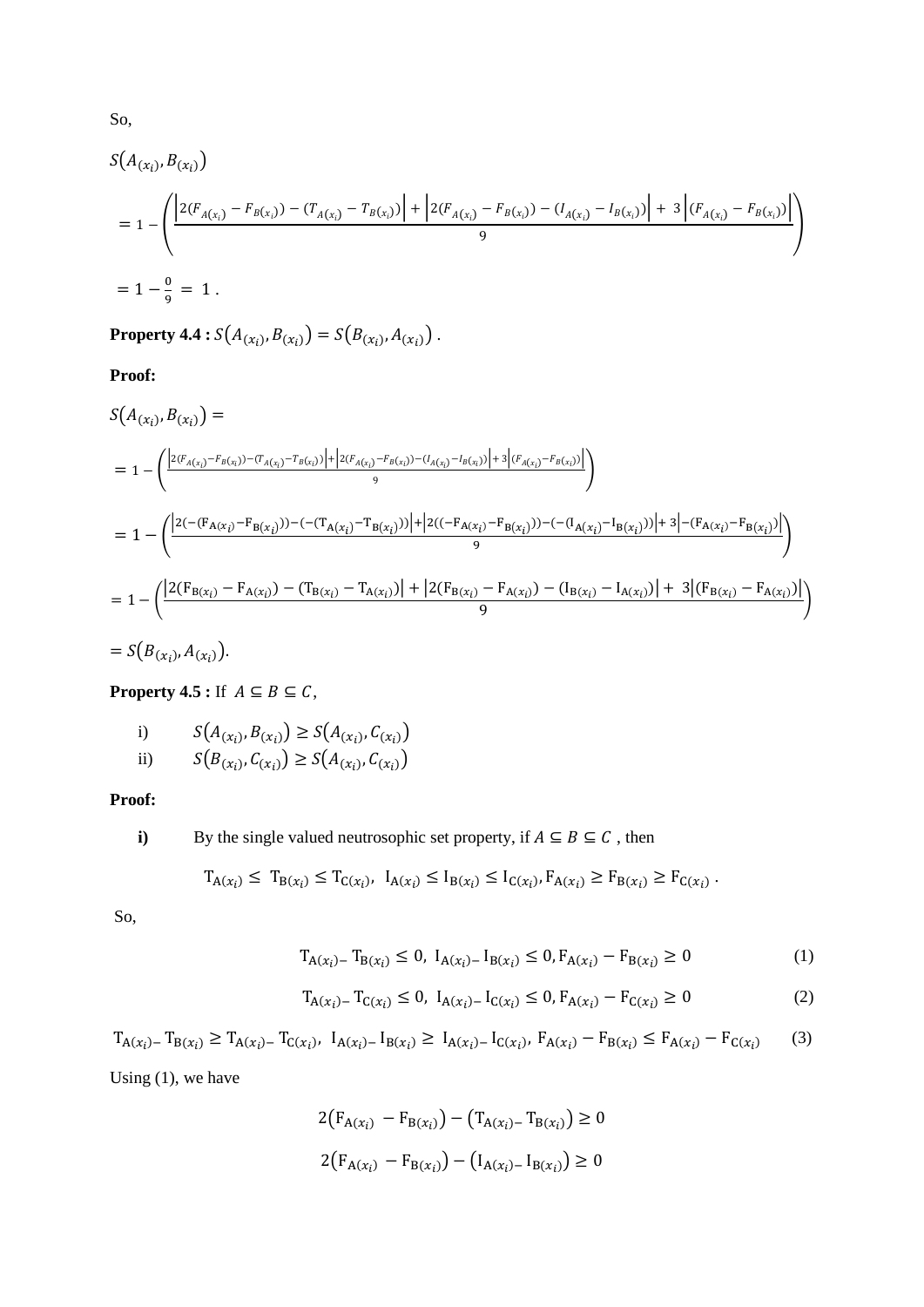So,

$$S\big(A_{(x_i)}, B_{(x_i)}\big)$$

$$= 1 - \left( \frac{\left|2(F_{A(x_i)} - F_{B(x_i)}) - (T_{A(x_i)} - T_{B(x_i)})\right| + \left|2(F_{A(x_i)} - F_{B(x_i)}) - (I_{A(x_i)} - I_{B(x_i)})\right| + 3\left|(F_{A(x_i)} - F_{B(x_i)})\right|}{9} \right)$$

$$= 1 - \frac{0}{9} = 1 .$$

**Property 4.4 :** $S\big(A_{(x_i)}, B_{(x_i)}\big) = S\big(B_{(x_i)}, A_{(x_i)}\big)$ .

**Proof:**

$$S\big(A_{(x_i)}, B_{(x_i)}\big) =$$

$$= 1 - \left( \frac{\left|2(F_{A(x_i)} - F_{B(x_i)}) - (T_{A(x_i)} - T_{B(x_i)})\right| + \left|2(F_{A(x_i)} - F_{B(x_i)}) - (I_{A(x_i)} - I_{B(x_i)})\right| + 3\left|(F_{A(x_i)} - F_{B(x_i)})\right|}{9} \right)$$

$$= 1 - \left( \frac{\left|2(-(F_{A(x_i)} - F_{B(x_i)})) - (-(T_{A(x_i)} - T_{B(x_i)}))\right| + \left|2((-F_{A(x_i)} - F_{B(x_i)})) - (-(I_{A(x_i)} - I_{B(x_i)}))\right| + 3\left|-(F_{A(x_i)} - F_{B(x_i)})\right|}{9} \right)$$

$$= 1 - \left( \frac{\left|2(F_{B(x_i)} - F_{A(x_i)}) - (T_{B(x_i)} - T_{A(x_i)})\right| + \left|2(F_{B(x_i)} - F_{A(x_i)}) - (I_{B(x_i)} - I_{A(x_i)})\right| + 3\left|(F_{B(x_i)} - F_{A(x_i)})\right|}{9} \right)$$

$$= S\big(B_{(x_i)}, A_{(x_i)}\big).$$

**Property 4.5 :** If $A \subseteq B \subseteq C$,

i) $S\big(A_{(x_i)}, B_{(x_i)}\big) \geq S\big(A_{(x_i)}, C_{(x_i)}\big)$

ii) $S\big(B_{(x_i)}, C_{(x_i)}\big) \geq S\big(A_{(x_i)}, C_{(x_i)}\big)$

**Proof:**

**i)** By the single valued neutrosophic set property, if $A \subseteq B \subseteq C$ , then

$$T_{A(x_i)} \leq T_{B(x_i)} \leq T_{C(x_i)},\ \ I_{A(x_i)} \leq I_{B(x_i)} \leq I_{C(x_i)}, F_{A(x_i)} \geq F_{B(x_i)} \geq F_{C(x_i)} .$$

So,

$$T_{A(x_i)} - T_{B(x_i)} \leq 0,\ \ I_{A(x_i)} - I_{B(x_i)} \leq 0, F_{A(x_i)} - F_{B(x_i)} \geq 0 \tag{1}$$

$$T_{A(x_i)} - T_{C(x_i)} \leq 0,\ \ I_{A(x_i)} - I_{C(x_i)} \leq 0, F_{A(x_i)} - F_{C(x_i)} \geq 0 \tag{2}$$

$$T_{A(x_i)} - T_{B(x_i)} \geq T_{A(x_i)} - T_{C(x_i)},\ \ I_{A(x_i)} - I_{B(x_i)} \geq I_{A(x_i)} - I_{C(x_i)},\ F_{A(x_i)} - F_{B(x_i)} \leq F_{A(x_i)} - F_{C(x_i)} \tag{3}$$

Using (1), we have

$$2\big(F_{A(x_i)} - F_{B(x_i)}\big) - \big(T_{A(x_i)} - T_{B(x_i)}\big) \geq 0$$

$$2\big(F_{A(x_i)} - F_{B(x_i)}\big) - \big(I_{A(x_i)} - I_{B(x_i)}\big) \geq 0$$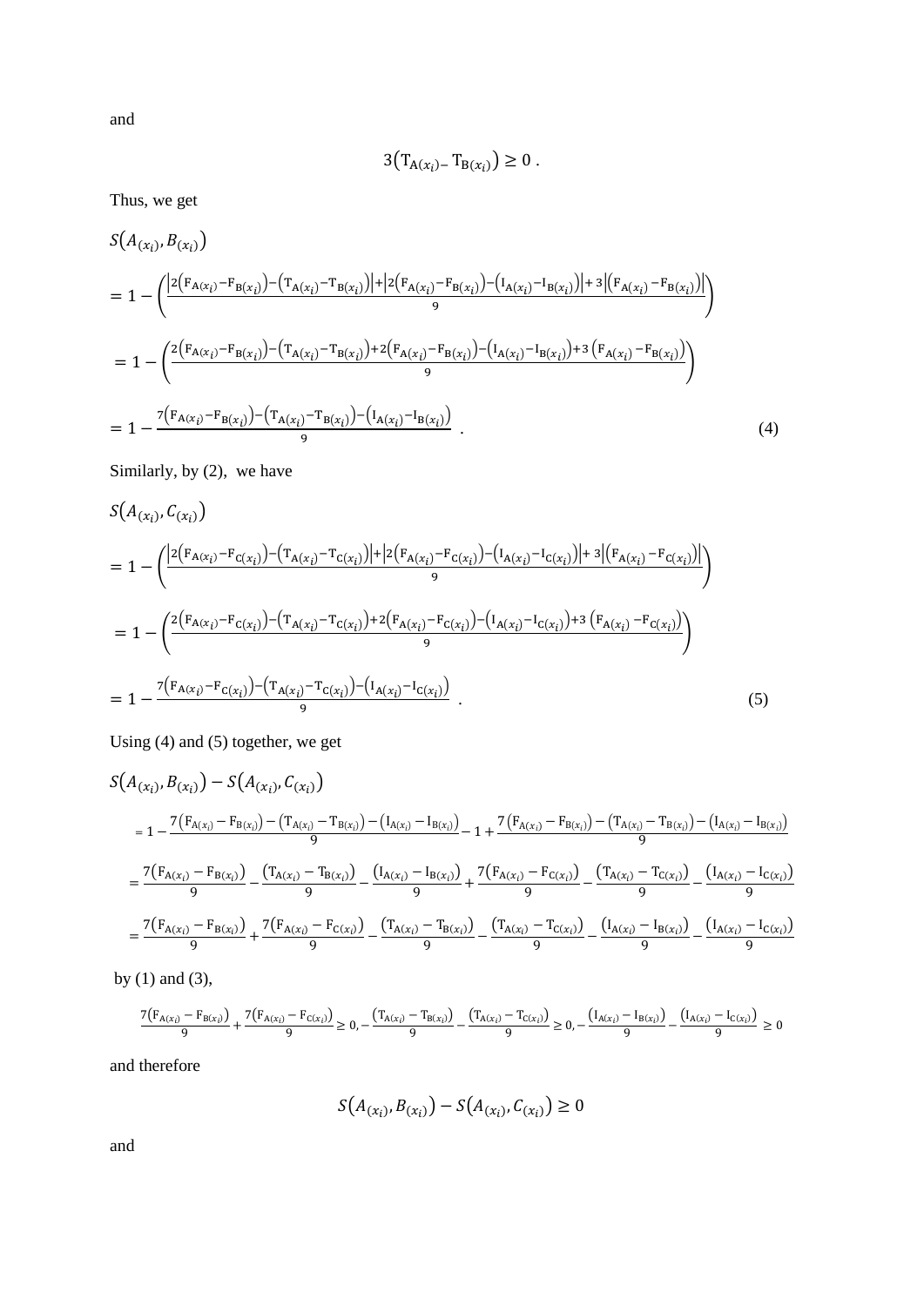and

$$3\left(\mathrm{T}_{\mathrm{A}(x_i)-}\mathrm{T}_{\mathrm{B}(x_i)}\right) \geq 0 \;.$$

Thus, we get

$$S\left(A_{(x_i)}, B_{(x_i)}\right)$$

$$= 1 - \left(\frac{\left|2\left(\mathrm{F}_{\mathrm{A}(x_i)} - \mathrm{F}_{\mathrm{B}(x_i)}\right) - \left(\mathrm{T}_{\mathrm{A}(x_i)} - \mathrm{T}_{\mathrm{B}(x_i)}\right)\right| + \left|2\left(\mathrm{F}_{\mathrm{A}(x_i)} - \mathrm{F}_{\mathrm{B}(x_i)}\right) - \left(\mathrm{I}_{\mathrm{A}(x_i)} - \mathrm{I}_{\mathrm{B}(x_i)}\right)\right| + 3\left|\left(\mathrm{F}_{\mathrm{A}(x_i)} - \mathrm{F}_{\mathrm{B}(x_i)}\right)\right|}{9}\right)$$

$$= 1 - \left(\frac{2\left(\mathrm{F}_{\mathrm{A}(x_i)} - \mathrm{F}_{\mathrm{B}(x_i)}\right) - \left(\mathrm{T}_{\mathrm{A}(x_i)} - \mathrm{T}_{\mathrm{B}(x_i)}\right) + 2\left(\mathrm{F}_{\mathrm{A}(x_i)} - \mathrm{F}_{\mathrm{B}(x_i)}\right) - \left(\mathrm{I}_{\mathrm{A}(x_i)} - \mathrm{I}_{\mathrm{B}(x_i)}\right) + 3\left(\mathrm{F}_{\mathrm{A}(x_i)} - \mathrm{F}_{\mathrm{B}(x_i)}\right)}{9}\right)$$

$$= 1 - \frac{7\left(\mathrm{F}_{\mathrm{A}(x_i)} - \mathrm{F}_{\mathrm{B}(x_i)}\right) - \left(\mathrm{T}_{\mathrm{A}(x_i)} - \mathrm{T}_{\mathrm{B}(x_i)}\right) - \left(\mathrm{I}_{\mathrm{A}(x_i)} - \mathrm{I}_{\mathrm{B}(x_i)}\right)}{9} \;. \tag{4}$$

Similarly, by (2), we have

$$S\left(A_{(x_i)}, C_{(x_i)}\right)$$

$$= 1 - \left(\frac{\left|2\left(\mathrm{F}_{\mathrm{A}(x_i)} - \mathrm{F}_{\mathrm{C}(x_i)}\right) - \left(\mathrm{T}_{\mathrm{A}(x_i)} - \mathrm{T}_{\mathrm{C}(x_i)}\right)\right| + \left|2\left(\mathrm{F}_{\mathrm{A}(x_i)} - \mathrm{F}_{\mathrm{C}(x_i)}\right) - \left(\mathrm{I}_{\mathrm{A}(x_i)} - \mathrm{I}_{\mathrm{C}(x_i)}\right)\right| + 3\left|\left(\mathrm{F}_{\mathrm{A}(x_i)} - \mathrm{F}_{\mathrm{C}(x_i)}\right)\right|}{9}\right)$$

$$= 1 - \left(\frac{2\left(\mathrm{F}_{\mathrm{A}(x_i)} - \mathrm{F}_{\mathrm{C}(x_i)}\right) - \left(\mathrm{T}_{\mathrm{A}(x_i)} - \mathrm{T}_{\mathrm{C}(x_i)}\right) + 2\left(\mathrm{F}_{\mathrm{A}(x_i)} - \mathrm{F}_{\mathrm{C}(x_i)}\right) - \left(\mathrm{I}_{\mathrm{A}(x_i)} - \mathrm{I}_{\mathrm{C}(x_i)}\right) + 3\left(\mathrm{F}_{\mathrm{A}(x_i)} - \mathrm{F}_{\mathrm{C}(x_i)}\right)}{9}\right)$$

$$= 1 - \frac{7\left(\mathrm{F}_{\mathrm{A}(x_i)} - \mathrm{F}_{\mathrm{C}(x_i)}\right) - \left(\mathrm{T}_{\mathrm{A}(x_i)} - \mathrm{T}_{\mathrm{C}(x_i)}\right) - \left(\mathrm{I}_{\mathrm{A}(x_i)} - \mathrm{I}_{\mathrm{C}(x_i)}\right)}{9} \;. \tag{5}$$

Using (4) and (5) together, we get

$$S\left(A_{(x_i)}, B_{(x_i)}\right) - S\left(A_{(x_i)}, C_{(x_i)}\right)$$

$$= 1 - \frac{7\left(\mathrm{F}_{\mathrm{A}(x_i)} - \mathrm{F}_{\mathrm{B}(x_i)}\right) - \left(\mathrm{T}_{\mathrm{A}(x_i)} - \mathrm{T}_{\mathrm{B}(x_i)}\right) - \left(\mathrm{I}_{\mathrm{A}(x_i)} - \mathrm{I}_{\mathrm{B}(x_i)}\right)}{9} - 1 + \frac{7\left(\mathrm{F}_{\mathrm{A}(x_i)} - \mathrm{F}_{\mathrm{B}(x_i)}\right) - \left(\mathrm{T}_{\mathrm{A}(x_i)} - \mathrm{T}_{\mathrm{B}(x_i)}\right) - \left(\mathrm{I}_{\mathrm{A}(x_i)} - \mathrm{I}_{\mathrm{B}(x_i)}\right)}{9}$$

$$= \frac{7\left(\mathrm{F}_{\mathrm{A}(x_i)} - \mathrm{F}_{\mathrm{B}(x_i)}\right)}{9} - \frac{\left(\mathrm{T}_{\mathrm{A}(x_i)} - \mathrm{T}_{\mathrm{B}(x_i)}\right)}{9} - \frac{\left(\mathrm{I}_{\mathrm{A}(x_i)} - \mathrm{I}_{\mathrm{B}(x_i)}\right)}{9} + \frac{7\left(\mathrm{F}_{\mathrm{A}(x_i)} - \mathrm{F}_{\mathrm{C}(x_i)}\right)}{9} - \frac{\left(\mathrm{T}_{\mathrm{A}(x_i)} - \mathrm{T}_{\mathrm{C}(x_i)}\right)}{9} - \frac{\left(\mathrm{I}_{\mathrm{A}(x_i)} - \mathrm{I}_{\mathrm{C}(x_i)}\right)}{9}$$

$$= \frac{7\left(\mathrm{F}_{\mathrm{A}(x_i)} - \mathrm{F}_{\mathrm{B}(x_i)}\right)}{9} + \frac{7\left(\mathrm{F}_{\mathrm{A}(x_i)} - \mathrm{F}_{\mathrm{C}(x_i)}\right)}{9} - \frac{\left(\mathrm{T}_{\mathrm{A}(x_i)} - \mathrm{T}_{\mathrm{B}(x_i)}\right)}{9} - \frac{\left(\mathrm{T}_{\mathrm{A}(x_i)} - \mathrm{T}_{\mathrm{C}(x_i)}\right)}{9} - \frac{\left(\mathrm{I}_{\mathrm{A}(x_i)} - \mathrm{I}_{\mathrm{B}(x_i)}\right)}{9} - \frac{\left(\mathrm{I}_{\mathrm{A}(x_i)} - \mathrm{I}_{\mathrm{C}(x_i)}\right)}{9}$$

by (1) and (3),

$$\frac{7\left(\mathrm{F}_{\mathrm{A}(x_i)} - \mathrm{F}_{\mathrm{B}(x_i)}\right)}{9} + \frac{7\left(\mathrm{F}_{\mathrm{A}(x_i)} - \mathrm{F}_{\mathrm{C}(x_i)}\right)}{9} \geq 0, -\frac{\left(\mathrm{T}_{\mathrm{A}(x_i)} - \mathrm{T}_{\mathrm{B}(x_i)}\right)}{9} - \frac{\left(\mathrm{T}_{\mathrm{A}(x_i)} - \mathrm{T}_{\mathrm{C}(x_i)}\right)}{9} \geq 0, -\frac{\left(\mathrm{I}_{\mathrm{A}(x_i)} - \mathrm{I}_{\mathrm{B}(x_i)}\right)}{9} - \frac{\left(\mathrm{I}_{\mathrm{A}(x_i)} - \mathrm{I}_{\mathrm{C}(x_i)}\right)}{9} \geq 0$$

and therefore

$$S\left(A_{(x_i)}, B_{(x_i)}\right) - S\left(A_{(x_i)}, C_{(x_i)}\right) \geq 0$$

and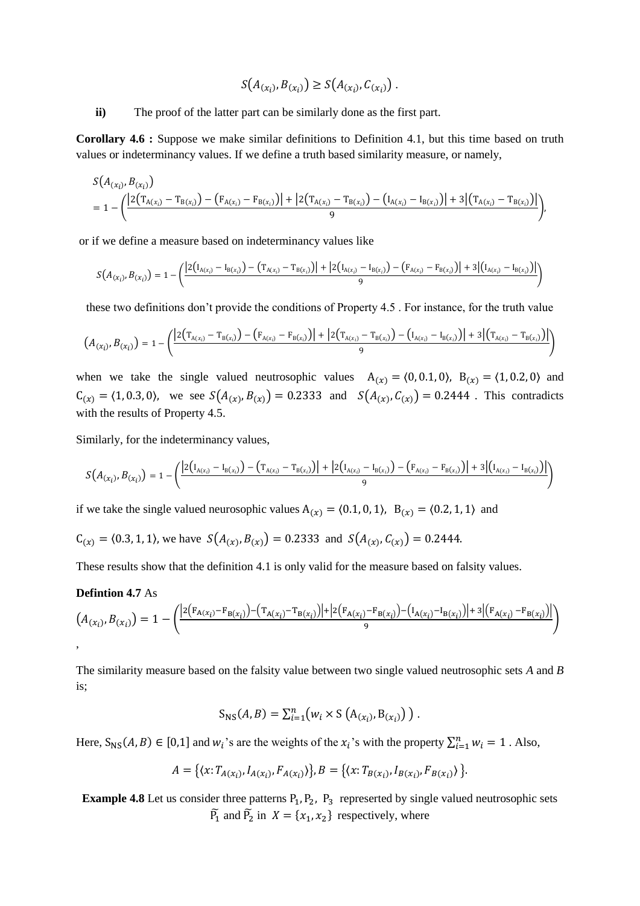$$S\left(A_{(x_i)}, B_{(x_i)}\right) \geq S\left(A_{(x_i)}, C_{(x_i)}\right).$$

**ii)** The proof of the latter part can be similarly done as the first part.

**Corollary 4.6 :** Suppose we make similar definitions to Definition 4.1, but this time based on truth values or indeterminancy values. If we define a truth based similarity measure, or namely,

$$S\left(A_{(x_i)}, B_{(x_i)}\right) = 1 - \left(\frac{\left|2\left(T_{A(x_i)} - T_{B(x_i)}\right) - \left(F_{A(x_i)} - F_{B(x_i)}\right)\right| + \left|2\left(T_{A(x_i)} - T_{B(x_i)}\right) - \left(I_{A(x_i)} - I_{B(x_i)}\right)\right| + 3\left|\left(T_{A(x_i)} - T_{B(x_i)}\right)\right|}{9}\right),$$

or if we define a measure based on indeterminancy values like

$$S\left(A_{(x_i)}, B_{(x_i)}\right) = 1 - \left(\frac{\left|2\left(I_{A(x_i)} - I_{B(x_i)}\right) - \left(T_{A(x_i)} - T_{B(x_i)}\right)\right| + \left|2\left(I_{A(x_i)} - I_{B(x_i)}\right) - \left(F_{A(x_i)} - F_{B(x_i)}\right)\right| + 3\left|\left(I_{A(x_i)} - I_{B(x_i)}\right)\right|}{9}\right)$$

these two definitions don't provide the conditions of Property 4.5 . For instance, for the truth value

$$\left(A_{(x_i)}, B_{(x_i)}\right) = 1 - \left(\frac{\left|2\left(T_{A(x_i)} - T_{B(x_i)}\right) - \left(F_{A(x_i)} - F_{B(x_i)}\right)\right| + \left|2\left(T_{A(x_i)} - T_{B(x_i)}\right) - \left(I_{A(x_i)} - I_{B(x_i)}\right)\right| + 3\left|\left(T_{A(x_i)} - T_{B(x_i)}\right)\right|}{9}\right)$$

when we take the single valued neutrosophic values $A_{(x)} = \langle 0, 0.1, 0\rangle$, $B_{(x)} = \langle 1, 0.2, 0\rangle$ and $C_{(x)} = \langle 1, 0.3, 0\rangle$, we see $S\left(A_{(x)}, B_{(x)}\right) = 0.2333$ and $S\left(A_{(x)}, C_{(x)}\right) = 0.2444$ . This contradicts with the results of Property 4.5.

Similarly, for the indeterminancy values,

$$S\left(A_{(x_i)}, B_{(x_i)}\right) = 1 - \left(\frac{\left|2\left(I_{A(x_i)} - I_{B(x_i)}\right) - \left(T_{A(x_i)} - T_{B(x_i)}\right)\right| + \left|2\left(I_{A(x_i)} - I_{B(x_i)}\right) - \left(F_{A(x_i)} - F_{B(x_i)}\right)\right| + 3\left|\left(I_{A(x_i)} - I_{B(x_i)}\right)\right|}{9}\right)$$

if we take the single valued neurosophic values $A_{(x)} = \langle 0.1, 0, 1\rangle$, $B_{(x)} = \langle 0.2, 1, 1\rangle$ and

$C_{(x)} = \langle 0.3, 1, 1\rangle$, we have $S\left(A_{(x)}, B_{(x)}\right) = 0.2333$ and $S\left(A_{(x)}, C_{(x)}\right) = 0.2444$.

These results show that the definition 4.1 is only valid for the measure based on falsity values.

**Defintion 4.7** As

$$\left(A_{(x_i)}, B_{(x_i)}\right) = 1 - \left(\frac{\left|2\left(F_{A(x_i)} - F_{B(x_i)}\right) - \left(T_{A(x_i)} - T_{B(x_i)}\right)\right| + \left|2\left(F_{A(x_i)} - F_{B(x_i)}\right) - \left(I_{A(x_i)} - I_{B(x_i)}\right)\right| + 3\left|\left(F_{A(x_i)} - F_{B(x_i)}\right)\right|}{9}\right)$$

,

The similarity measure based on the falsity value between two single valued neutrosophic sets *A* and *B* is;

$$S_{NS}(A, B) = \sum_{i=1}^{n}\left(w_i \times S\left(A_{(x_i)}, B_{(x_i)}\right)\right).$$

Here, $S_{NS}(A, B) \in [0,1]$ and $w_i$'s are the weights of the $x_i$'s with the property $\sum_{i=1}^{n} w_i = 1$ . Also,

$$A = \left\{\langle x: T_{A(x_i)}, I_{A(x_i)}, F_{A(x_i)}\rangle\right\}, B = \left\{\langle x: T_{B(x_i)}, I_{B(x_i)}, F_{B(x_i)}\rangle\right\}.$$

**Example 4.8** Let us consider three patterns $P_1, P_2, P_3$ represerted by single valued neutrosophic sets $\widetilde{P_1}$ and $\widetilde{P_2}$ in $X = \{x_1, x_2\}$ respectively, where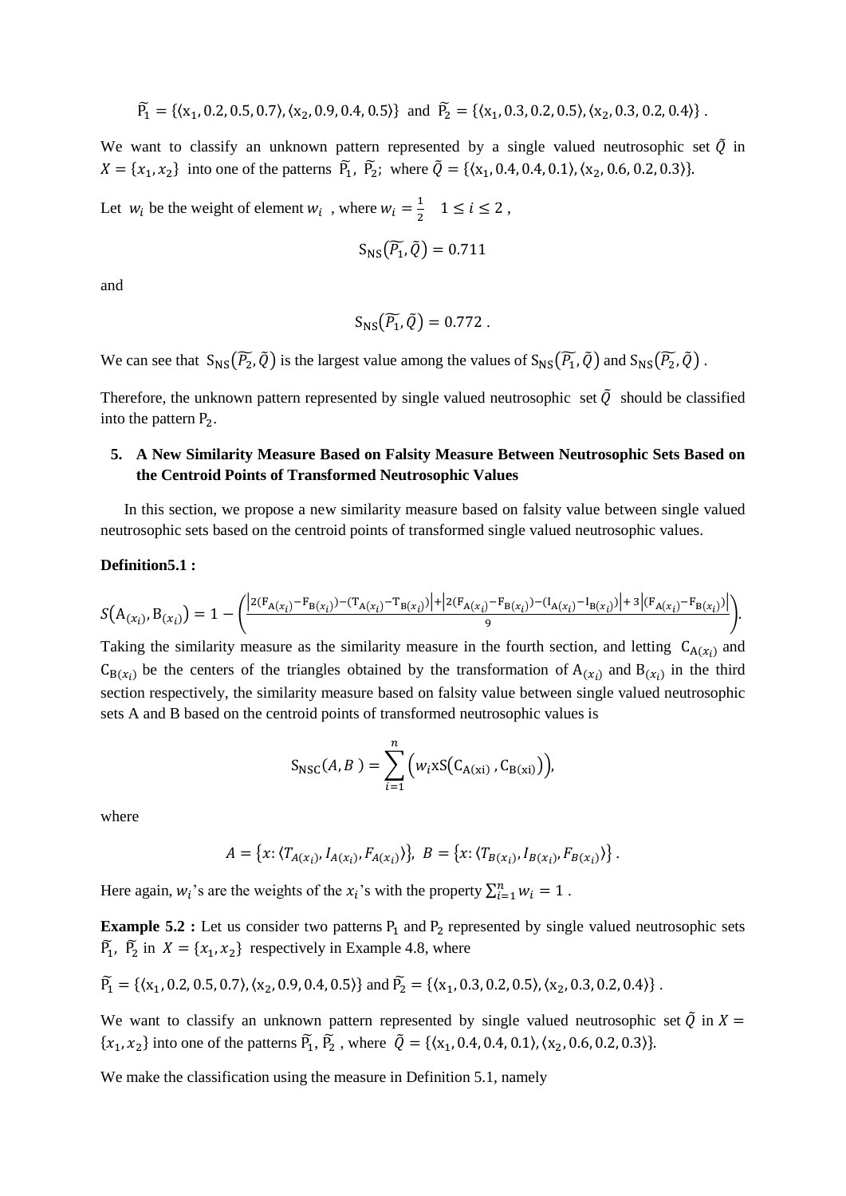$$\widetilde{P_1} = \{\langle x_1, 0.2, 0.5, 0.7\rangle, \langle x_2, 0.9, 0.4, 0.5\rangle\} \text{ and } \widetilde{P_2} = \{\langle x_1, 0.3, 0.2, 0.5\rangle, \langle x_2, 0.3, 0.2, 0.4\rangle\}.$$

We want to classify an unknown pattern represented by a single valued neutrosophic set $\tilde{Q}$ in $X = \{x_1, x_2\}$ into one of the patterns $\widetilde{P_1}$, $\widetilde{P_2}$; where $\tilde{Q} = \{\langle x_1, 0.4, 0.4, 0.1\rangle, \langle x_2, 0.6, 0.2, 0.3\rangle\}$.

Let $w_i$ be the weight of element $w_i$ , where $w_i = \frac{1}{2} \quad 1 \le i \le 2$ ,

$$S_{NS}(\widetilde{P_1}, \tilde{Q}) = 0.711$$

and

$$S_{NS}(\widetilde{P_1}, \tilde{Q}) = 0.772 .$$

We can see that $S_{NS}(\widetilde{P_2}, \tilde{Q})$ is the largest value among the values of $S_{NS}(\widetilde{P_1}, \tilde{Q})$ and $S_{NS}(\widetilde{P_2}, \tilde{Q})$ .

Therefore, the unknown pattern represented by single valued neutrosophic set $\tilde{Q}$ should be classified into the pattern $P_2$.

## 5. A New Similarity Measure Based on Falsity Measure Between Neutrosophic Sets Based on the Centroid Points of Transformed Neutrosophic Values

In this section, we propose a new similarity measure based on falsity value between single valued neutrosophic sets based on the centroid points of transformed single valued neutrosophic values.

**Definition5.1 :**

$$S(A_{(x_i)}, B_{(x_i)}) = 1 - \left(\frac{\left|2(F_{A(x_i)} - F_{B(x_i)}) - (T_{A(x_i)} - T_{B(x_i)})\right| + \left|2(F_{A(x_i)} - F_{B(x_i)}) - (I_{A(x_i)} - I_{B(x_i)})\right| + 3\left|(F_{A(x_i)} - F_{B(x_i)})\right|}{9}\right).$$

Taking the similarity measure as the similarity measure in the fourth section, and letting $C_{A(x_i)}$ and $C_{B(x_i)}$ be the centers of the triangles obtained by the transformation of $A_{(x_i)}$ and $B_{(x_i)}$ in the third section respectively, the similarity measure based on falsity value between single valued neutrosophic sets A and B based on the centroid points of transformed neutrosophic values is

$$S_{NSC}(A, B) = \sum_{i=1}^{n} \left(w_i x S(C_{A(xi)}, C_{B(xi)})\right),$$

where

$$A = \{x: \langle T_{A(x_i)}, I_{A(x_i)}, F_{A(x_i)}\rangle\},\ B = \{x: \langle T_{B(x_i)}, I_{B(x_i)}, F_{B(x_i)}\rangle\}.$$

Here again, $w_i$'s are the weights of the $x_i$'s with the property $\sum_{i=1}^{n} w_i = 1$ .

**Example 5.2 :** Let us consider two patterns $P_1$ and $P_2$ represented by single valued neutrosophic sets $\widetilde{P_1}$, $\widetilde{P_2}$ in $X = \{x_1, x_2\}$ respectively in Example 4.8, where

$$\widetilde{P_1} = \{\langle x_1, 0.2, 0.5, 0.7\rangle, \langle x_2, 0.9, 0.4, 0.5\rangle\} \text{ and } \widetilde{P_2} = \{\langle x_1, 0.3, 0.2, 0.5\rangle, \langle x_2, 0.3, 0.2, 0.4\rangle\}.$$

We want to classify an unknown pattern represented by single valued neutrosophic set $\tilde{Q}$ in $X = \{x_1, x_2\}$ into one of the patterns $\widetilde{P_1}$, $\widetilde{P_2}$ , where $\tilde{Q} = \{\langle x_1, 0.4, 0.4, 0.1\rangle, \langle x_2, 0.6, 0.2, 0.3\rangle\}$.

We make the classification using the measure in Definition 5.1, namely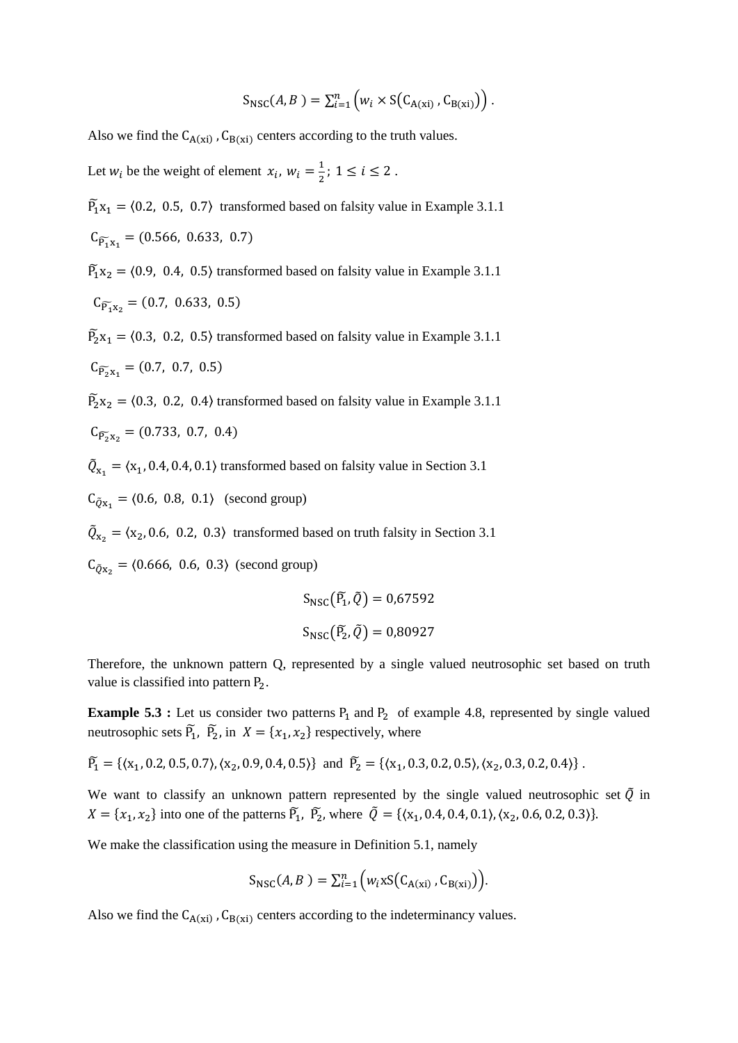$$\mathrm{S_{NSC}}(A,B\ ) = \sum_{i=1}^{n}\left(w_i \times \mathrm{S}\left(\mathrm{C_{A(xi)}}\,,\mathrm{C_{B(xi)}}\right)\right).$$

Also we find the $\mathrm{C_{A(xi)}}$ , $\mathrm{C_{B(xi)}}$ centers according to the truth values.

Let $w_i$ be the weight of element $x_i$, $w_i = \frac{1}{2}$; $1 \le i \le 2$ .

$\widetilde{\mathrm{P}}_1\mathrm{x}_1 = \langle 0.2,\ 0.5,\ 0.7\rangle$ transformed based on falsity value in Example 3.1.1

$\mathrm{C}_{\widetilde{\mathrm{P}}_1\mathrm{x}_1} = (0.566,\ 0.633,\ 0.7)$

$\widetilde{\mathrm{P}}_1\mathrm{x}_2 = \langle 0.9,\ 0.4,\ 0.5\rangle$ transformed based on falsity value in Example 3.1.1

$\mathrm{C}_{\widetilde{\mathrm{P}}_1\mathrm{x}_2} = (0.7,\ 0.633,\ 0.5)$

$\widetilde{\mathrm{P}}_2\mathrm{x}_1 = \langle 0.3,\ 0.2,\ 0.5\rangle$ transformed based on falsity value in Example 3.1.1

$\mathrm{C}_{\widetilde{\mathrm{P}}_2\mathrm{x}_1} = (0.7,\ 0.7,\ 0.5)$

$\widetilde{\mathrm{P}}_2\mathrm{x}_2 = \langle 0.3,\ 0.2,\ 0.4\rangle$ transformed based on falsity value in Example 3.1.1

$\mathrm{C}_{\widetilde{\mathrm{P}}_2\mathrm{x}_2} = (0.733,\ 0.7,\ 0.4)$

$\tilde{Q}_{\mathrm{x}_1} = \langle \mathrm{x}_1, 0.4, 0.4, 0.1\rangle$ transformed based on falsity value in Section 3.1

$\mathrm{C}_{\tilde{Q}\mathrm{x}_1} = \langle 0.6,\ 0.8,\ 0.1\rangle$ (second group)

$\tilde{Q}_{\mathrm{x}_2} = \langle \mathrm{x}_2, 0.6,\ 0.2,\ 0.3\rangle$ transformed based on truth falsity in Section 3.1

$\mathrm{C}_{\tilde{Q}\mathrm{x}_2} = \langle 0.666,\ 0.6,\ 0.3\rangle$ (second group)

$$\mathrm{S_{NSC}}\left(\widetilde{\mathrm{P}}_1, \tilde{Q}\right) = 0{,}67592$$

$$\mathrm{S_{NSC}}\left(\widetilde{\mathrm{P}}_2, \tilde{Q}\right) = 0{,}80927$$

Therefore, the unknown pattern Q, represented by a single valued neutrosophic set based on truth value is classified into pattern $\mathrm{P}_2$.

**Example 5.3 :** Let us consider two patterns $\mathrm{P}_1$ and $\mathrm{P}_2$ of example 4.8, represented by single valued neutrosophic sets $\widetilde{\mathrm{P}}_1$, $\widetilde{\mathrm{P}}_2$, in $X = \{x_1, x_2\}$ respectively, where

$\widetilde{\mathrm{P}}_1 = \{\langle \mathrm{x}_1, 0.2, 0.5, 0.7\rangle, \langle \mathrm{x}_2, 0.9, 0.4, 0.5\rangle\}$ and $\widetilde{\mathrm{P}}_2 = \{\langle \mathrm{x}_1, 0.3, 0.2, 0.5\rangle, \langle \mathrm{x}_2, 0.3, 0.2, 0.4\rangle\}$ .

We want to classify an unknown pattern represented by the single valued neutrosophic set $\tilde{Q}$ in $X = \{x_1, x_2\}$ into one of the patterns $\widetilde{\mathrm{P}}_1$, $\widetilde{\mathrm{P}}_2$, where $\tilde{Q} = \{\langle \mathrm{x}_1, 0.4, 0.4, 0.1\rangle, \langle \mathrm{x}_2, 0.6, 0.2, 0.3\rangle\}$.

We make the classification using the measure in Definition 5.1, namely

$$\mathrm{S_{NSC}}(A,B\ ) = \sum_{i=1}^{n}\left(w_i \mathrm{x}\mathrm{S}\left(\mathrm{C_{A(xi)}}\,,\mathrm{C_{B(xi)}}\right)\right).$$

Also we find the $\mathrm{C_{A(xi)}}$ , $\mathrm{C_{B(xi)}}$ centers according to the indeterminancy values.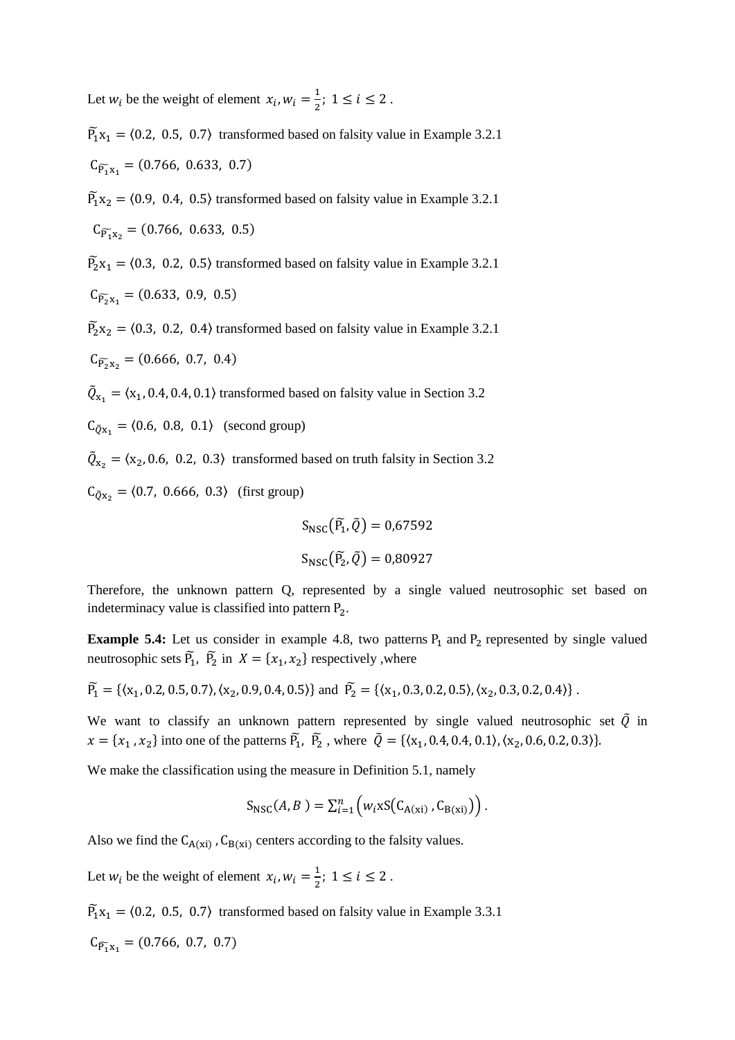Let $w_i$ be the weight of element $x_i, w_i = \frac{1}{2};\ 1 \leq i \leq 2$ .

$\widetilde{\mathrm{P}_1}\mathrm{x}_1 = \langle 0.2,\ 0.5,\ 0.7\rangle$ transformed based on falsity value in Example 3.2.1

$\mathrm{C}_{\widetilde{\mathrm{P}_1}\mathrm{x}_1} = (0.766,\ 0.633,\ 0.7)$

$\widetilde{\mathrm{P}_1}\mathrm{x}_2 = \langle 0.9,\ 0.4,\ 0.5\rangle$ transformed based on falsity value in Example 3.2.1

$\mathrm{C}_{\widetilde{\mathrm{P}_1}\mathrm{x}_2} = (0.766,\ 0.633,\ 0.5)$

$\widetilde{\mathrm{P}_2}\mathrm{x}_1 = \langle 0.3,\ 0.2,\ 0.5\rangle$ transformed based on falsity value in Example 3.2.1

$\mathrm{C}_{\widetilde{\mathrm{P}_2}\mathrm{x}_1} = (0.633,\ 0.9,\ 0.5)$

$\widetilde{\mathrm{P}_2}\mathrm{x}_2 = \langle 0.3,\ 0.2,\ 0.4\rangle$ transformed based on falsity value in Example 3.2.1

$\mathrm{C}_{\widetilde{\mathrm{P}_2}\mathrm{x}_2} = (0.666,\ 0.7,\ 0.4)$

$\tilde{Q}_{\mathrm{x}_1} = \langle \mathrm{x}_1, 0.4, 0.4, 0.1\rangle$ transformed based on falsity value in Section 3.2

$\mathrm{C}_{\tilde{Q}\mathrm{x}_1} = \langle 0.6,\ 0.8,\ 0.1\rangle$ (second group)

$\tilde{Q}_{\mathrm{x}_2} = \langle \mathrm{x}_2, 0.6,\ 0.2,\ 0.3\rangle$ transformed based on truth falsity in Section 3.2

$\mathrm{C}_{\tilde{Q}\mathrm{x}_2} = \langle 0.7,\ 0.666,\ 0.3\rangle$ (first group)

$$\mathrm{S}_{\mathrm{NSC}}(\widetilde{\mathrm{P}_1}, \tilde{Q}) = 0{,}67592$$

$$\mathrm{S}_{\mathrm{NSC}}(\widetilde{\mathrm{P}_2}, \tilde{Q}) = 0{,}80927$$

Therefore, the unknown pattern Q, represented by a single valued neutrosophic set based on indeterminacy value is classified into pattern $\mathrm{P}_2$.

**Example 5.4:** Let us consider in example 4.8, two patterns $\mathrm{P}_1$ and $\mathrm{P}_2$ represented by single valued neutrosophic sets $\widetilde{\mathrm{P}_1}$, $\widetilde{\mathrm{P}_2}$ in $X = \{x_1, x_2\}$ respectively ,where

$\widetilde{\mathrm{P}_1} = \{\langle \mathrm{x}_1, 0.2, 0.5, 0.7\rangle, \langle \mathrm{x}_2, 0.9, 0.4, 0.5\rangle\}$ and $\widetilde{\mathrm{P}_2} = \{\langle \mathrm{x}_1, 0.3, 0.2, 0.5\rangle, \langle \mathrm{x}_2, 0.3, 0.2, 0.4\rangle\}$ .

We want to classify an unknown pattern represented by single valued neutrosophic set $\tilde{Q}$ in $x = \{x_1, x_2\}$ into one of the patterns $\widetilde{\mathrm{P}_1}$, $\widetilde{\mathrm{P}_2}$ , where $\tilde{Q} = \{\langle \mathrm{x}_1, 0.4, 0.4, 0.1\rangle, \langle \mathrm{x}_2, 0.6, 0.2, 0.3\rangle\}$.

We make the classification using the measure in Definition 5.1, namely

$$\mathrm{S}_{\mathrm{NSC}}(A, B) = \sum_{i=1}^{n}\left(w_i \mathrm{x} \mathrm{S}\left(\mathrm{C}_{\mathrm{A(xi)}}, \mathrm{C}_{\mathrm{B(xi)}}\right)\right).$$

Also we find the $\mathrm{C}_{\mathrm{A(xi)}}$ , $\mathrm{C}_{\mathrm{B(xi)}}$ centers according to the falsity values.

Let $w_i$ be the weight of element $x_i, w_i = \frac{1}{2};\ 1 \leq i \leq 2$ .

$\widetilde{\mathrm{P}_1}\mathrm{x}_1 = \langle 0.2,\ 0.5,\ 0.7\rangle$ transformed based on falsity value in Example 3.3.1

$\mathrm{C}_{\widetilde{\mathrm{P}_1}\mathrm{x}_1} = (0.766,\ 0.7,\ 0.7)$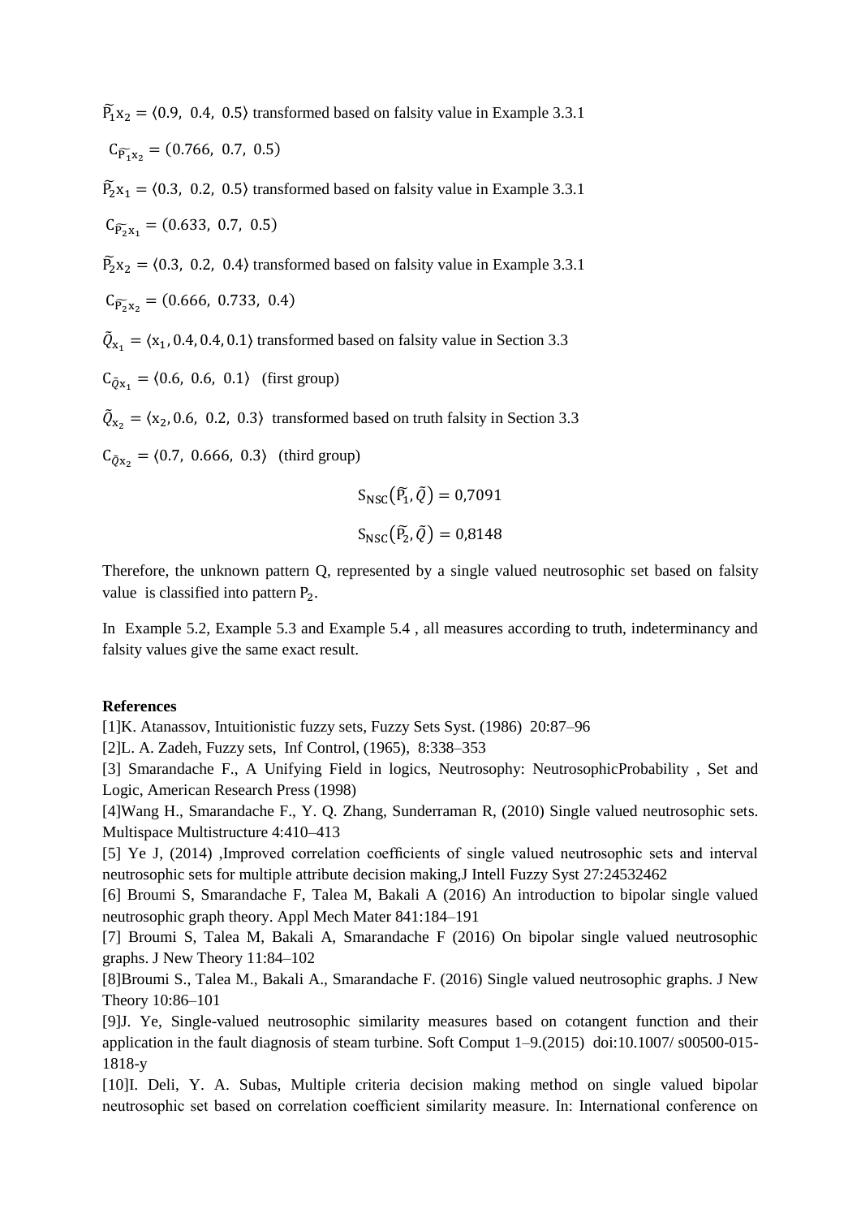$\widetilde{P}_1 x_2 = \langle 0.9,\ 0.4,\ 0.5\rangle$ transformed based on falsity value in Example 3.3.1

$C_{\widetilde{P_1} x_2} = (0.766,\ 0.7,\ 0.5)$

$\widetilde{P}_2 x_1 = \langle 0.3,\ 0.2,\ 0.5\rangle$ transformed based on falsity value in Example 3.3.1

$C_{\widetilde{P_2} x_1} = (0.633,\ 0.7,\ 0.5)$

$\widetilde{P}_2 x_2 = \langle 0.3,\ 0.2,\ 0.4\rangle$ transformed based on falsity value in Example 3.3.1

$C_{\widetilde{P_2} x_2} = (0.666,\ 0.733,\ 0.4)$

$\tilde{Q}_{x_1} = \langle x_1, 0.4, 0.4, 0.1\rangle$ transformed based on falsity value in Section 3.3

$C_{\tilde{Q} x_1} = \langle 0.6,\ 0.6,\ 0.1\rangle$ (first group)

$\tilde{Q}_{x_2} = \langle x_2, 0.6,\ 0.2,\ 0.3\rangle$ transformed based on truth falsity in Section 3.3

$C_{\tilde{Q} x_2} = \langle 0.7,\ 0.666,\ 0.3\rangle$ (third group)

$$S_{NSC}(\widetilde{P}_1, \tilde{Q}) = 0{,}7091$$

$$S_{NSC}(\widetilde{P}_2, \tilde{Q}) = 0{,}8148$$

Therefore, the unknown pattern Q, represented by a single valued neutrosophic set based on falsity value is classified into pattern $P_2$.

In Example 5.2, Example 5.3 and Example 5.4 , all measures according to truth, indeterminancy and falsity values give the same exact result.

**References**

[1]K. Atanassov, Intuitionistic fuzzy sets, Fuzzy Sets Syst. (1986) 20:87–96

[2]L. A. Zadeh, Fuzzy sets, Inf Control, (1965), 8:338–353

[3] Smarandache F., A Unifying Field in logics, Neutrosophy: NeutrosophicProbability , Set and Logic, American Research Press (1998)

[4]Wang H., Smarandache F., Y. Q. Zhang, Sunderraman R, (2010) Single valued neutrosophic sets. Multispace Multistructure 4:410–413

[5] Ye J, (2014) ,Improved correlation coefficients of single valued neutrosophic sets and interval neutrosophic sets for multiple attribute decision making,J Intell Fuzzy Syst 27:24532462

[6] Broumi S, Smarandache F, Talea M, Bakali A (2016) An introduction to bipolar single valued neutrosophic graph theory. Appl Mech Mater 841:184–191

[7] Broumi S, Talea M, Bakali A, Smarandache F (2016) On bipolar single valued neutrosophic graphs. J New Theory 11:84–102

[8]Broumi S., Talea M., Bakali A., Smarandache F. (2016) Single valued neutrosophic graphs. J New Theory 10:86–101

[9]J. Ye, Single-valued neutrosophic similarity measures based on cotangent function and their application in the fault diagnosis of steam turbine. Soft Comput 1–9.(2015) doi:10.1007/ s00500-015-1818-y

[10]I. Deli, Y. A. Subas, Multiple criteria decision making method on single valued bipolar neutrosophic set based on correlation coefficient similarity measure. In: International conference on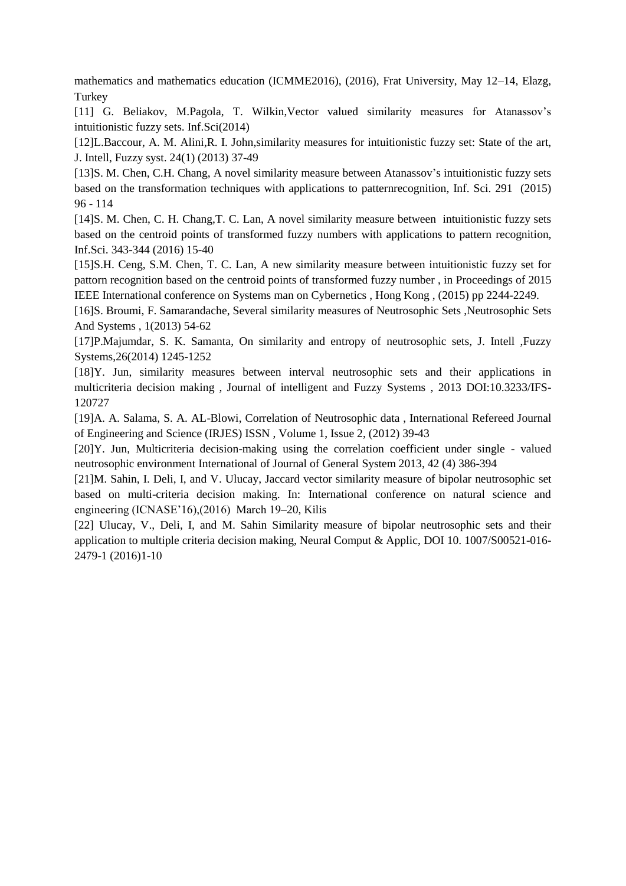mathematics and mathematics education (ICMME2016), (2016), Frat University, May 12–14, Elazg, Turkey

[11] G. Beliakov, M.Pagola, T. Wilkin,Vector valued similarity measures for Atanassov's intuitionistic fuzzy sets. Inf.Sci(2014)

[12]L.Baccour, A. M. Alini,R. I. John,similarity measures for intuitionistic fuzzy set: State of the art, J. Intell, Fuzzy syst. 24(1) (2013) 37-49

[13]S. M. Chen, C.H. Chang, A novel similarity measure between Atanassov's intuitionistic fuzzy sets based on the transformation techniques with applications to patternrecognition, Inf. Sci. 291 (2015) 96 - 114

[14]S. M. Chen, C. H. Chang,T. C. Lan, A novel similarity measure between intuitionistic fuzzy sets based on the centroid points of transformed fuzzy numbers with applications to pattern recognition, Inf.Sci. 343-344 (2016) 15-40

[15]S.H. Ceng, S.M. Chen, T. C. Lan, A new similarity measure between intuitionistic fuzzy set for pattorn recognition based on the centroid points of transformed fuzzy number , in Proceedings of 2015 IEEE International conference on Systems man on Cybernetics , Hong Kong , (2015) pp 2244-2249.

[16]S. Broumi, F. Samarandache, Several similarity measures of Neutrosophic Sets ,Neutrosophic Sets And Systems , 1(2013) 54-62

[17]P.Majumdar, S. K. Samanta, On similarity and entropy of neutrosophic sets, J. Intell ,Fuzzy Systems,26(2014) 1245-1252

[18]Y. Jun, similarity measures between interval neutrosophic sets and their applications in multicriteria decision making , Journal of intelligent and Fuzzy Systems , 2013 DOI:10.3233/IFS-120727

[19]A. A. Salama, S. A. AL-Blowi, Correlation of Neutrosophic data , International Refereed Journal of Engineering and Science (IRJES) ISSN , Volume 1, Issue 2, (2012) 39-43

[20]Y. Jun, Multicriteria decision-making using the correlation coefficient under single - valued neutrosophic environment International of Journal of General System 2013, 42 (4) 386-394

[21]M. Sahin, I. Deli, I, and V. Ulucay, Jaccard vector similarity measure of bipolar neutrosophic set based on multi-criteria decision making. In: International conference on natural science and engineering (ICNASE'16),(2016) March 19–20, Kilis

[22] Ulucay, V., Deli, I, and M. Sahin Similarity measure of bipolar neutrosophic sets and their application to multiple criteria decision making, Neural Comput & Applic, DOI 10. 1007/S00521-016-2479-1 (2016)1-10